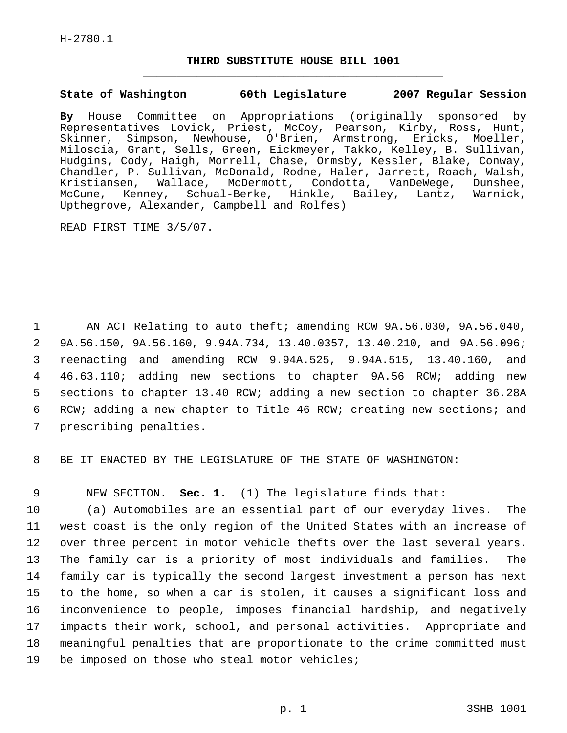H-2780.1

# THIRD SUBSTITUTE HOUSE BILL 1001

**State of Washington 60th Legislature 2007 Regular Session**

**By** House Committee on Appropriations (originally sponsored by Representatives Lovick, Priest, McCoy, Pearson, Kirby, Ross, Hunt, Skinner, Simpson, Newhouse, O'Brien, Armstrong, Ericks, Moeller, Miloscia, Grant, Sells, Green, Eickmeyer, Takko, Kelley, B. Sullivan, Hudgins, Cody, Haigh, Morrell, Chase, Ormsby, Kessler, Blake, Conway, Chandler, P. Sullivan, McDonald, Rodne, Haler, Jarrett, Roach, Walsh, Kristiansen, Wallace, McDermott, Condotta, VanDeWege, Dunshee, McCune, Kenney, Schual-Berke, Hinkle, Bailey, Lantz, Warnick, Upthegrove, Alexander, Campbell and Rolfes)

READ FIRST TIME 3/5/07.

1 AN ACT Relating to auto theft; amending RCW 9A.56.030, 9A.56.040,
2 9A.56.150, 9A.56.160, 9.94A.734, 13.40.0357, 13.40.210, and 9A.56.096;
3 reenacting and amending RCW 9.94A.525, 9.94A.515, 13.40.160, and
4 46.63.110; adding new sections to chapter 9A.56 RCW; adding new
5 sections to chapter 13.40 RCW; adding a new section to chapter 36.28A
6 RCW; adding a new chapter to Title 46 RCW; creating new sections; and
7 prescribing penalties.

8 BE IT ENACTED BY THE LEGISLATURE OF THE STATE OF WASHINGTON:

9 NEW SECTION. **Sec. 1.** (1) The legislature finds that:
10 (a) Automobiles are an essential part of our everyday lives. The
11 west coast is the only region of the United States with an increase of
12 over three percent in motor vehicle thefts over the last several years.
13 The family car is a priority of most individuals and families. The
14 family car is typically the second largest investment a person has next
15 to the home, so when a car is stolen, it causes a significant loss and
16 inconvenience to people, imposes financial hardship, and negatively
17 impacts their work, school, and personal activities. Appropriate and
18 meaningful penalties that are proportionate to the crime committed must
19 be imposed on those who steal motor vehicles;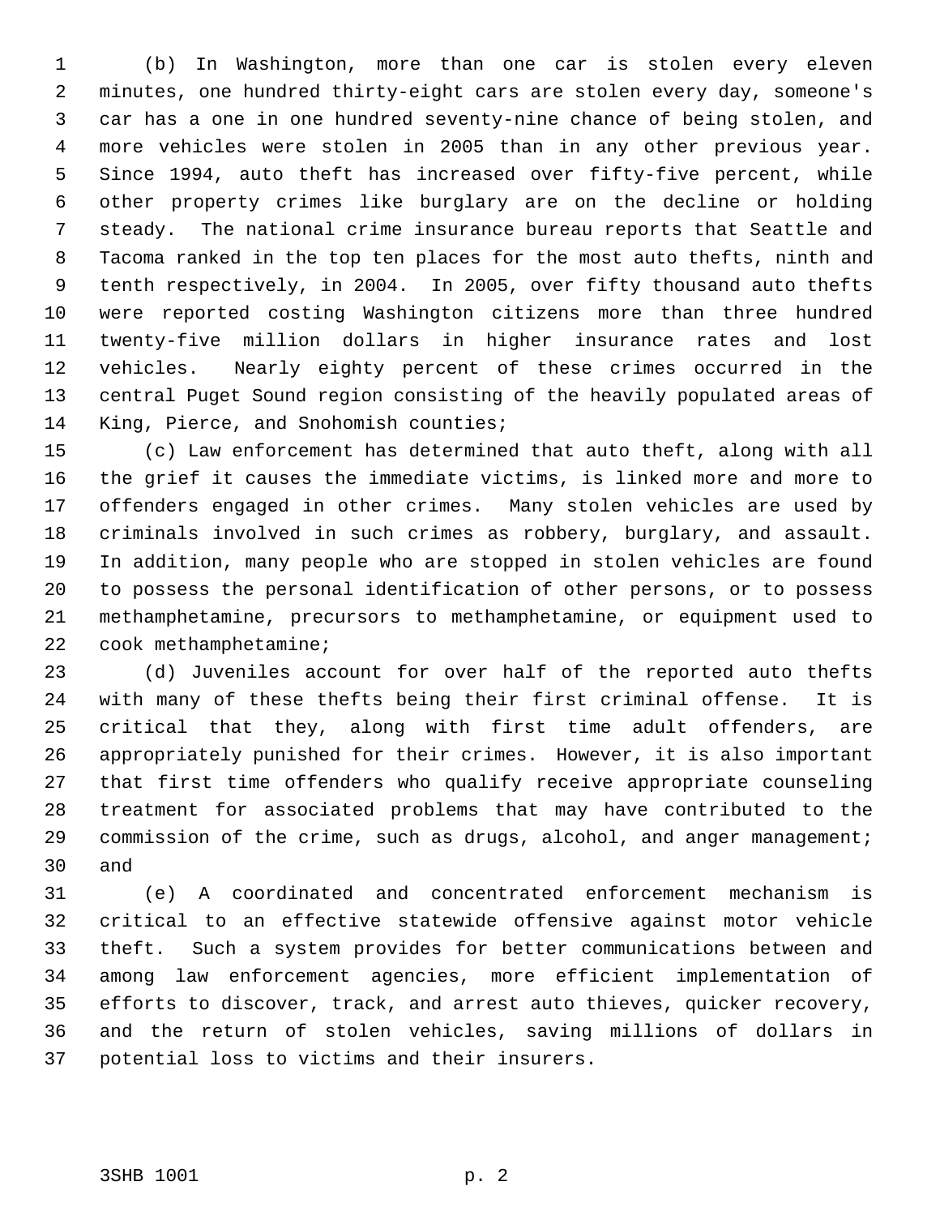(b) In Washington, more than one car is stolen every eleven minutes, one hundred thirty-eight cars are stolen every day, someone's car has a one in one hundred seventy-nine chance of being stolen, and more vehicles were stolen in 2005 than in any other previous year. Since 1994, auto theft has increased over fifty-five percent, while other property crimes like burglary are on the decline or holding steady. The national crime insurance bureau reports that Seattle and Tacoma ranked in the top ten places for the most auto thefts, ninth and tenth respectively, in 2004. In 2005, over fifty thousand auto thefts were reported costing Washington citizens more than three hundred twenty-five million dollars in higher insurance rates and lost vehicles. Nearly eighty percent of these crimes occurred in the central Puget Sound region consisting of the heavily populated areas of King, Pierce, and Snohomish counties;

(c) Law enforcement has determined that auto theft, along with all the grief it causes the immediate victims, is linked more and more to offenders engaged in other crimes. Many stolen vehicles are used by criminals involved in such crimes as robbery, burglary, and assault. In addition, many people who are stopped in stolen vehicles are found to possess the personal identification of other persons, or to possess methamphetamine, precursors to methamphetamine, or equipment used to cook methamphetamine;

(d) Juveniles account for over half of the reported auto thefts with many of these thefts being their first criminal offense. It is critical that they, along with first time adult offenders, are appropriately punished for their crimes. However, it is also important that first time offenders who qualify receive appropriate counseling treatment for associated problems that may have contributed to the commission of the crime, such as drugs, alcohol, and anger management; and

(e) A coordinated and concentrated enforcement mechanism is critical to an effective statewide offensive against motor vehicle theft. Such a system provides for better communications between and among law enforcement agencies, more efficient implementation of efforts to discover, track, and arrest auto thieves, quicker recovery, and the return of stolen vehicles, saving millions of dollars in potential loss to victims and their insurers.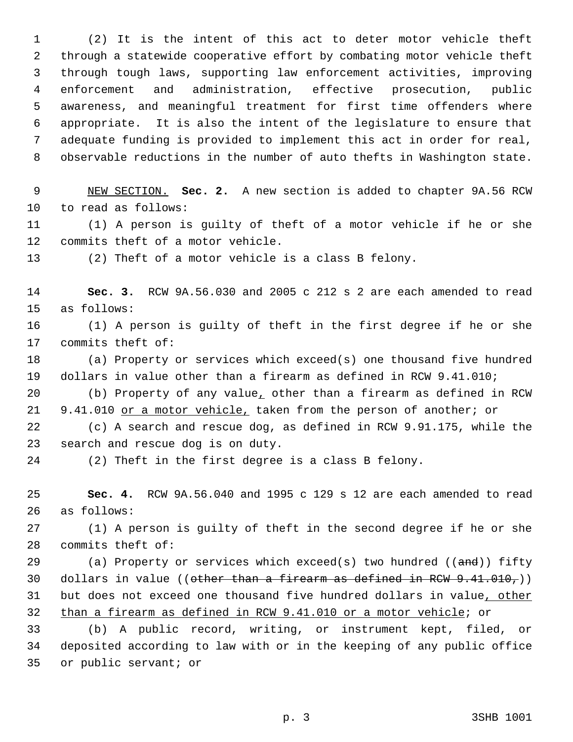(2) It is the intent of this act to deter motor vehicle theft through a statewide cooperative effort by combating motor vehicle theft through tough laws, supporting law enforcement activities, improving enforcement and administration, effective prosecution, public awareness, and meaningful treatment for first time offenders where appropriate. It is also the intent of the legislature to ensure that adequate funding is provided to implement this act in order for real, observable reductions in the number of auto thefts in Washington state.

<u>NEW SECTION.</u> **Sec. 2.** A new section is added to chapter 9A.56 RCW to read as follows:

(1) A person is guilty of theft of a motor vehicle if he or she commits theft of a motor vehicle.

(2) Theft of a motor vehicle is a class B felony.

**Sec. 3.** RCW 9A.56.030 and 2005 c 212 s 2 are each amended to read as follows:

(1) A person is guilty of theft in the first degree if he or she commits theft of:

(a) Property or services which exceed(s) one thousand five hundred dollars in value other than a firearm as defined in RCW 9.41.010;

(b) Property of any value<u>,</u> other than a firearm as defined in RCW 9.41.010 <u>or a motor vehicle,</u> taken from the person of another; or

(c) A search and rescue dog, as defined in RCW 9.91.175, while the search and rescue dog is on duty.

(2) Theft in the first degree is a class B felony.

**Sec. 4.** RCW 9A.56.040 and 1995 c 129 s 12 are each amended to read as follows:

(1) A person is guilty of theft in the second degree if he or she commits theft of:

(a) Property or services which exceed(s) two hundred ((~~and~~)) fifty dollars in value ((~~other than a firearm as defined in RCW 9.41.010,~~)) but does not exceed one thousand five hundred dollars in value<u>, other than a firearm as defined in RCW 9.41.010 or a motor vehicle</u>; or

(b) A public record, writing, or instrument kept, filed, or deposited according to law with or in the keeping of any public office or public servant; or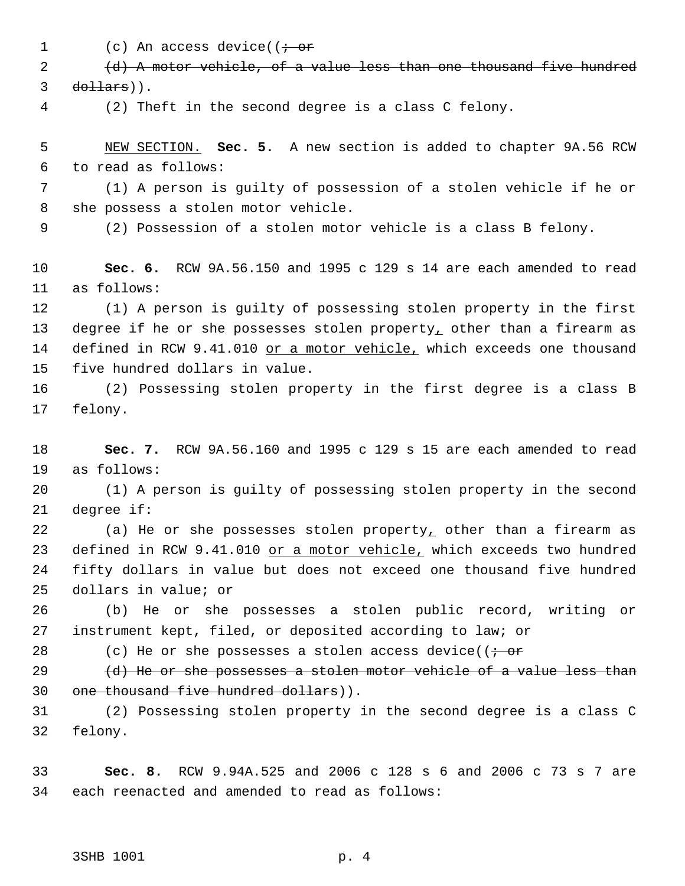(c) An access device((~~; or~~

~~(d) A motor vehicle, of a value less than one thousand five hundred dollars~~)).

(2) Theft in the second degree is a class C felony.

<u>NEW SECTION.</u> **Sec. 5.** A new section is added to chapter 9A.56 RCW to read as follows:

(1) A person is guilty of possession of a stolen vehicle if he or she possess a stolen motor vehicle.

(2) Possession of a stolen motor vehicle is a class B felony.

**Sec. 6.** RCW 9A.56.150 and 1995 c 129 s 14 are each amended to read as follows:

(1) A person is guilty of possessing stolen property in the first degree if he or she possesses stolen property<u>,</u> other than a firearm as defined in RCW 9.41.010 <u>or a motor vehicle,</u> which exceeds one thousand five hundred dollars in value.

(2) Possessing stolen property in the first degree is a class B felony.

**Sec. 7.** RCW 9A.56.160 and 1995 c 129 s 15 are each amended to read as follows:

(1) A person is guilty of possessing stolen property in the second degree if:

(a) He or she possesses stolen property<u>,</u> other than a firearm as defined in RCW 9.41.010 <u>or a motor vehicle,</u> which exceeds two hundred fifty dollars in value but does not exceed one thousand five hundred dollars in value; or

(b) He or she possesses a stolen public record, writing or instrument kept, filed, or deposited according to law; or

(c) He or she possesses a stolen access device((~~; or~~

~~(d) He or she possesses a stolen motor vehicle of a value less than one thousand five hundred dollars~~)).

(2) Possessing stolen property in the second degree is a class C felony.

**Sec. 8.** RCW 9.94A.525 and 2006 c 128 s 6 and 2006 c 73 s 7 are each reenacted and amended to read as follows: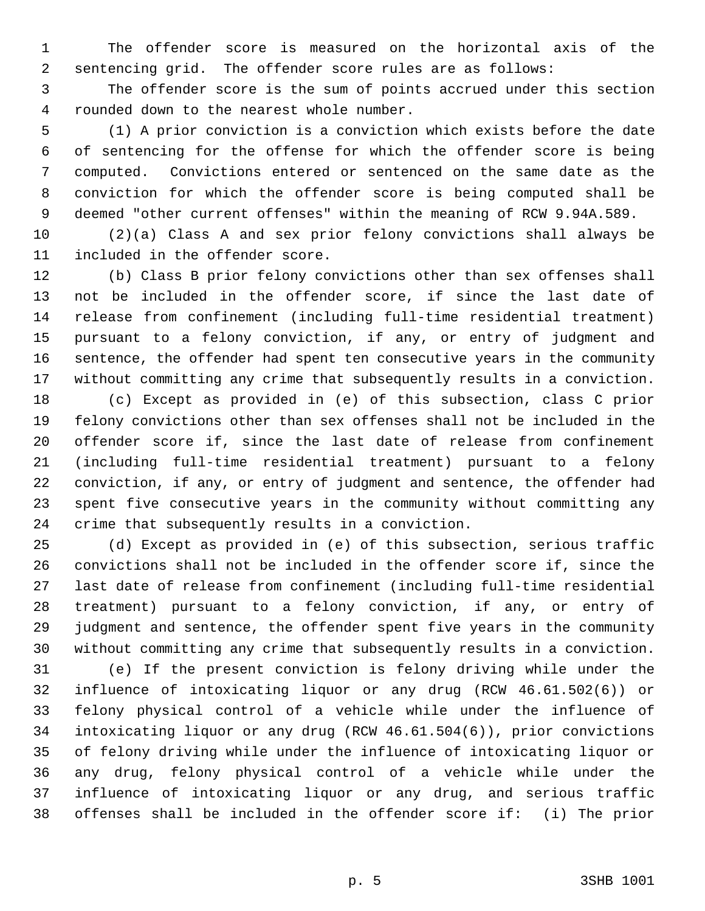The offender score is measured on the horizontal axis of the sentencing grid. The offender score rules are as follows:

The offender score is the sum of points accrued under this section rounded down to the nearest whole number.

(1) A prior conviction is a conviction which exists before the date of sentencing for the offense for which the offender score is being computed. Convictions entered or sentenced on the same date as the conviction for which the offender score is being computed shall be deemed "other current offenses" within the meaning of RCW 9.94A.589.

(2)(a) Class A and sex prior felony convictions shall always be included in the offender score.

(b) Class B prior felony convictions other than sex offenses shall not be included in the offender score, if since the last date of release from confinement (including full-time residential treatment) pursuant to a felony conviction, if any, or entry of judgment and sentence, the offender had spent ten consecutive years in the community without committing any crime that subsequently results in a conviction.

(c) Except as provided in (e) of this subsection, class C prior felony convictions other than sex offenses shall not be included in the offender score if, since the last date of release from confinement (including full-time residential treatment) pursuant to a felony conviction, if any, or entry of judgment and sentence, the offender had spent five consecutive years in the community without committing any crime that subsequently results in a conviction.

(d) Except as provided in (e) of this subsection, serious traffic convictions shall not be included in the offender score if, since the last date of release from confinement (including full-time residential treatment) pursuant to a felony conviction, if any, or entry of judgment and sentence, the offender spent five years in the community without committing any crime that subsequently results in a conviction.

(e) If the present conviction is felony driving while under the influence of intoxicating liquor or any drug (RCW 46.61.502(6)) or felony physical control of a vehicle while under the influence of intoxicating liquor or any drug (RCW 46.61.504(6)), prior convictions of felony driving while under the influence of intoxicating liquor or any drug, felony physical control of a vehicle while under the influence of intoxicating liquor or any drug, and serious traffic offenses shall be included in the offender score if: (i) The prior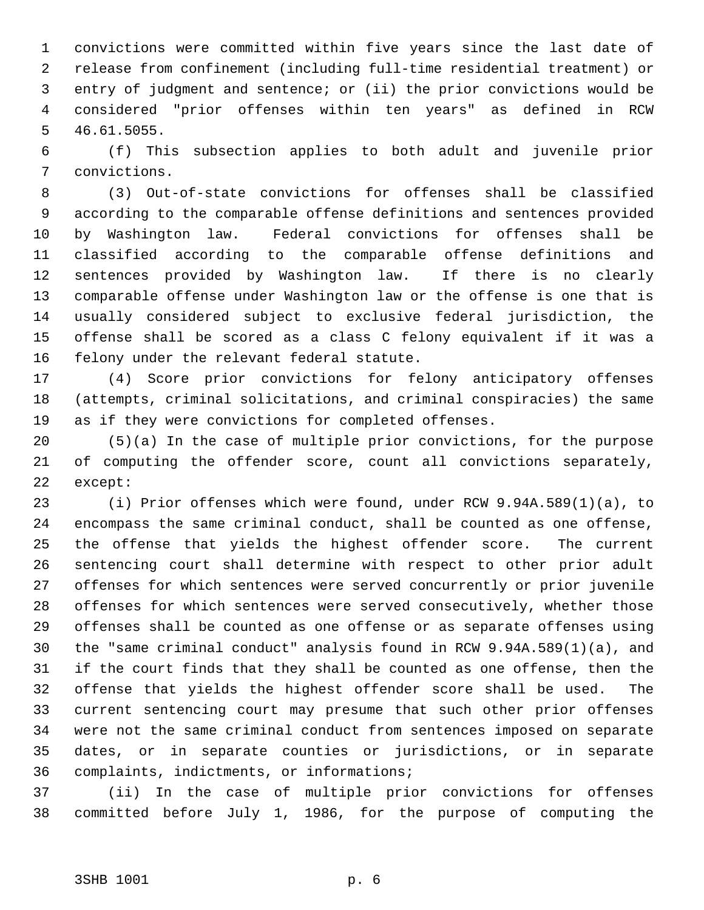convictions were committed within five years since the last date of release from confinement (including full-time residential treatment) or entry of judgment and sentence; or (ii) the prior convictions would be considered "prior offenses within ten years" as defined in RCW 46.61.5055.

(f) This subsection applies to both adult and juvenile prior convictions.

(3) Out-of-state convictions for offenses shall be classified according to the comparable offense definitions and sentences provided by Washington law. Federal convictions for offenses shall be classified according to the comparable offense definitions and sentences provided by Washington law. If there is no clearly comparable offense under Washington law or the offense is one that is usually considered subject to exclusive federal jurisdiction, the offense shall be scored as a class C felony equivalent if it was a felony under the relevant federal statute.

(4) Score prior convictions for felony anticipatory offenses (attempts, criminal solicitations, and criminal conspiracies) the same as if they were convictions for completed offenses.

(5)(a) In the case of multiple prior convictions, for the purpose of computing the offender score, count all convictions separately, except:

(i) Prior offenses which were found, under RCW 9.94A.589(1)(a), to encompass the same criminal conduct, shall be counted as one offense, the offense that yields the highest offender score. The current sentencing court shall determine with respect to other prior adult offenses for which sentences were served concurrently or prior juvenile offenses for which sentences were served consecutively, whether those offenses shall be counted as one offense or as separate offenses using the "same criminal conduct" analysis found in RCW 9.94A.589(1)(a), and if the court finds that they shall be counted as one offense, then the offense that yields the highest offender score shall be used. The current sentencing court may presume that such other prior offenses were not the same criminal conduct from sentences imposed on separate dates, or in separate counties or jurisdictions, or in separate complaints, indictments, or informations;

(ii) In the case of multiple prior convictions for offenses committed before July 1, 1986, for the purpose of computing the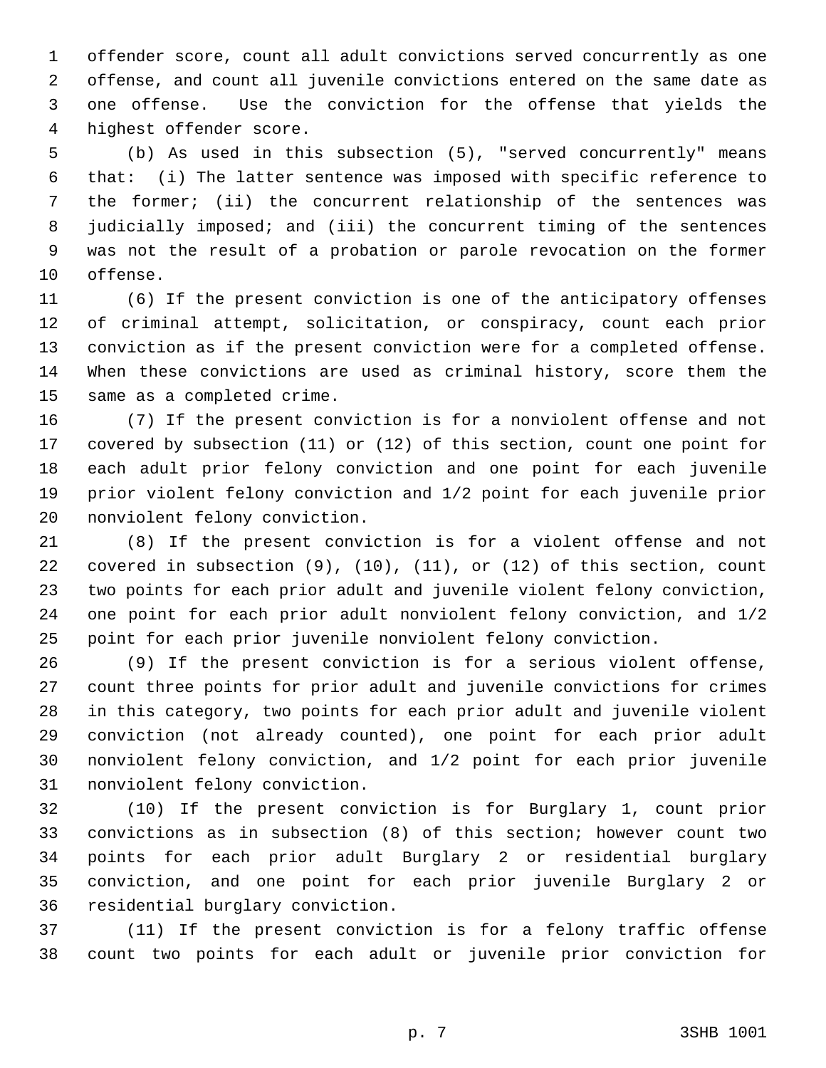offender score, count all adult convictions served concurrently as one offense, and count all juvenile convictions entered on the same date as one offense. Use the conviction for the offense that yields the highest offender score.

(b) As used in this subsection (5), "served concurrently" means that: (i) The latter sentence was imposed with specific reference to the former; (ii) the concurrent relationship of the sentences was judicially imposed; and (iii) the concurrent timing of the sentences was not the result of a probation or parole revocation on the former offense.

(6) If the present conviction is one of the anticipatory offenses of criminal attempt, solicitation, or conspiracy, count each prior conviction as if the present conviction were for a completed offense. When these convictions are used as criminal history, score them the same as a completed crime.

(7) If the present conviction is for a nonviolent offense and not covered by subsection (11) or (12) of this section, count one point for each adult prior felony conviction and one point for each juvenile prior violent felony conviction and 1/2 point for each juvenile prior nonviolent felony conviction.

(8) If the present conviction is for a violent offense and not covered in subsection (9), (10), (11), or (12) of this section, count two points for each prior adult and juvenile violent felony conviction, one point for each prior adult nonviolent felony conviction, and 1/2 point for each prior juvenile nonviolent felony conviction.

(9) If the present conviction is for a serious violent offense, count three points for prior adult and juvenile convictions for crimes in this category, two points for each prior adult and juvenile violent conviction (not already counted), one point for each prior adult nonviolent felony conviction, and 1/2 point for each prior juvenile nonviolent felony conviction.

(10) If the present conviction is for Burglary 1, count prior convictions as in subsection (8) of this section; however count two points for each prior adult Burglary 2 or residential burglary conviction, and one point for each prior juvenile Burglary 2 or residential burglary conviction.

(11) If the present conviction is for a felony traffic offense count two points for each adult or juvenile prior conviction for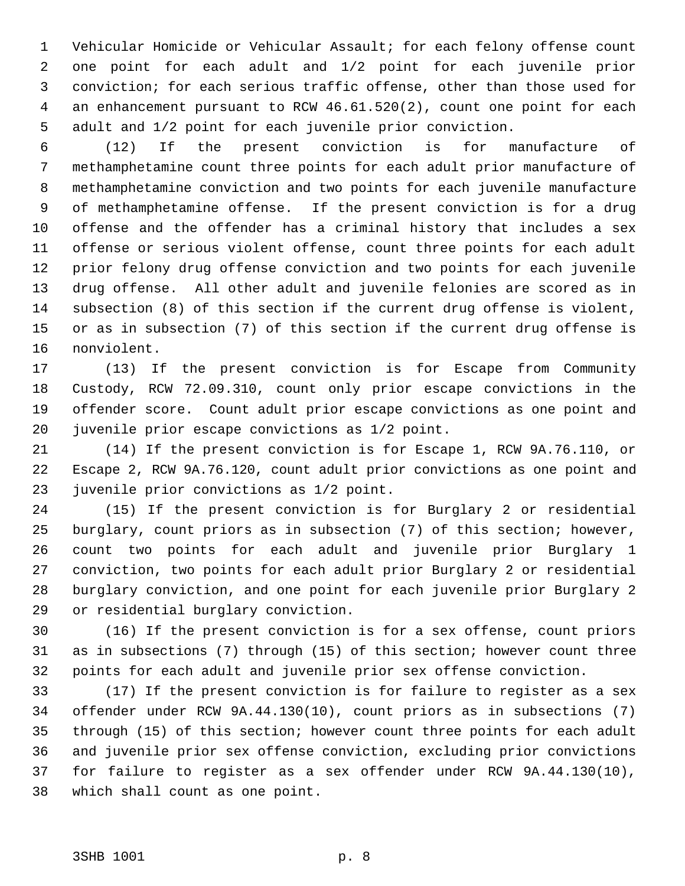Vehicular Homicide or Vehicular Assault; for each felony offense count one point for each adult and 1/2 point for each juvenile prior conviction; for each serious traffic offense, other than those used for an enhancement pursuant to RCW 46.61.520(2), count one point for each adult and 1/2 point for each juvenile prior conviction.

(12) If the present conviction is for manufacture of methamphetamine count three points for each adult prior manufacture of methamphetamine conviction and two points for each juvenile manufacture of methamphetamine offense. If the present conviction is for a drug offense and the offender has a criminal history that includes a sex offense or serious violent offense, count three points for each adult prior felony drug offense conviction and two points for each juvenile drug offense. All other adult and juvenile felonies are scored as in subsection (8) of this section if the current drug offense is violent, or as in subsection (7) of this section if the current drug offense is nonviolent.

(13) If the present conviction is for Escape from Community Custody, RCW 72.09.310, count only prior escape convictions in the offender score. Count adult prior escape convictions as one point and juvenile prior escape convictions as 1/2 point.

(14) If the present conviction is for Escape 1, RCW 9A.76.110, or Escape 2, RCW 9A.76.120, count adult prior convictions as one point and juvenile prior convictions as 1/2 point.

(15) If the present conviction is for Burglary 2 or residential burglary, count priors as in subsection (7) of this section; however, count two points for each adult and juvenile prior Burglary 1 conviction, two points for each adult prior Burglary 2 or residential burglary conviction, and one point for each juvenile prior Burglary 2 or residential burglary conviction.

(16) If the present conviction is for a sex offense, count priors as in subsections (7) through (15) of this section; however count three points for each adult and juvenile prior sex offense conviction.

(17) If the present conviction is for failure to register as a sex offender under RCW 9A.44.130(10), count priors as in subsections (7) through (15) of this section; however count three points for each adult and juvenile prior sex offense conviction, excluding prior convictions for failure to register as a sex offender under RCW 9A.44.130(10), which shall count as one point.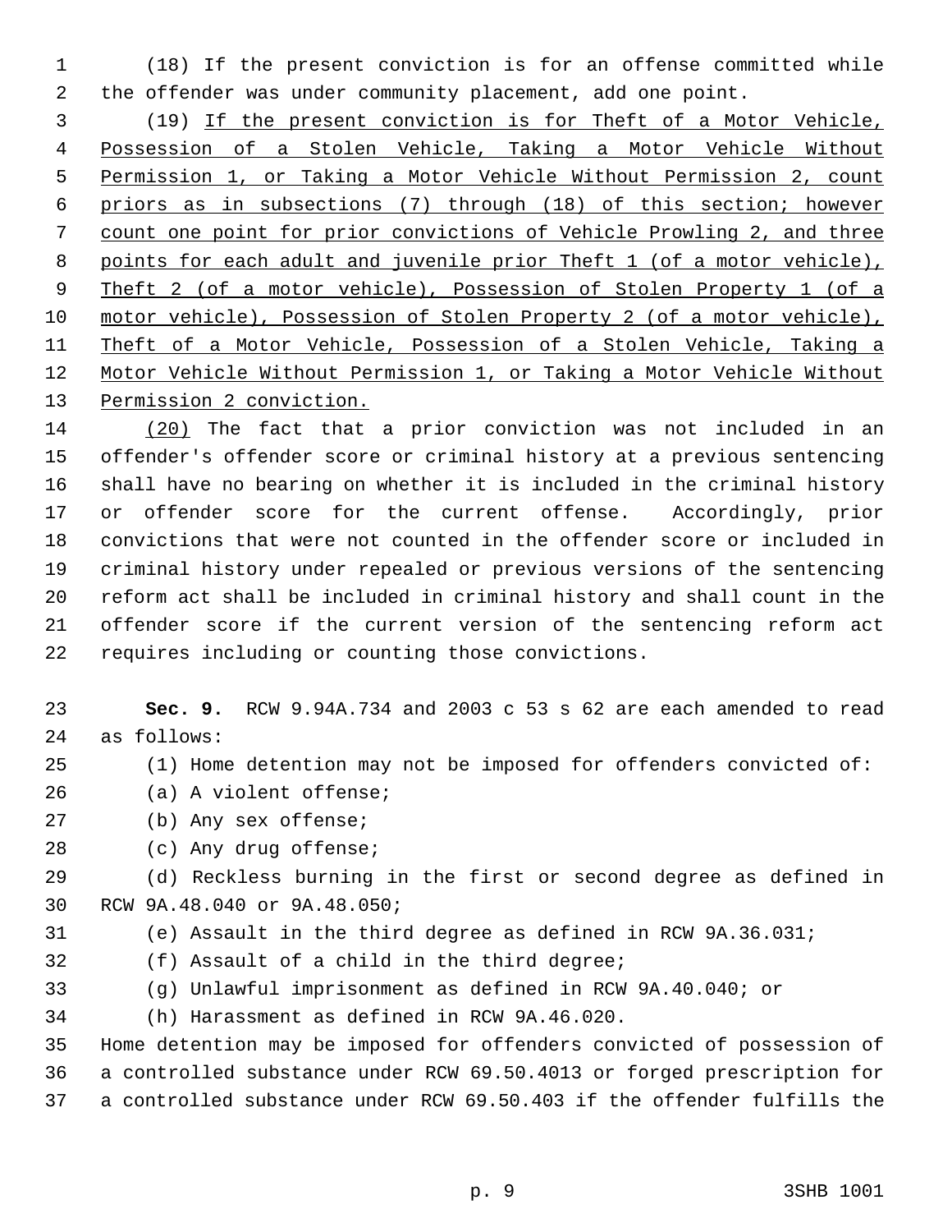(18) If the present conviction is for an offense committed while the offender was under community placement, add one point.

(19) <u>If the present conviction is for Theft of a Motor Vehicle, Possession of a Stolen Vehicle, Taking a Motor Vehicle Without Permission 1, or Taking a Motor Vehicle Without Permission 2, count priors as in subsections (7) through (18) of this section; however count one point for prior convictions of Vehicle Prowling 2, and three points for each adult and juvenile prior Theft 1 (of a motor vehicle), Theft 2 (of a motor vehicle), Possession of Stolen Property 1 (of a motor vehicle), Possession of Stolen Property 2 (of a motor vehicle), Theft of a Motor Vehicle, Possession of a Stolen Vehicle, Taking a Motor Vehicle Without Permission 1, or Taking a Motor Vehicle Without Permission 2 conviction.</u>

<u>(20)</u> The fact that a prior conviction was not included in an offender's offender score or criminal history at a previous sentencing shall have no bearing on whether it is included in the criminal history or offender score for the current offense. Accordingly, prior convictions that were not counted in the offender score or included in criminal history under repealed or previous versions of the sentencing reform act shall be included in criminal history and shall count in the offender score if the current version of the sentencing reform act requires including or counting those convictions.

**Sec. 9.** RCW 9.94A.734 and 2003 c 53 s 62 are each amended to read as follows:

(1) Home detention may not be imposed for offenders convicted of:

(a) A violent offense;

(b) Any sex offense;

(c) Any drug offense;

(d) Reckless burning in the first or second degree as defined in RCW 9A.48.040 or 9A.48.050;

(e) Assault in the third degree as defined in RCW 9A.36.031;

(f) Assault of a child in the third degree;

(g) Unlawful imprisonment as defined in RCW 9A.40.040; or

(h) Harassment as defined in RCW 9A.46.020.

Home detention may be imposed for offenders convicted of possession of a controlled substance under RCW 69.50.4013 or forged prescription for a controlled substance under RCW 69.50.403 if the offender fulfills the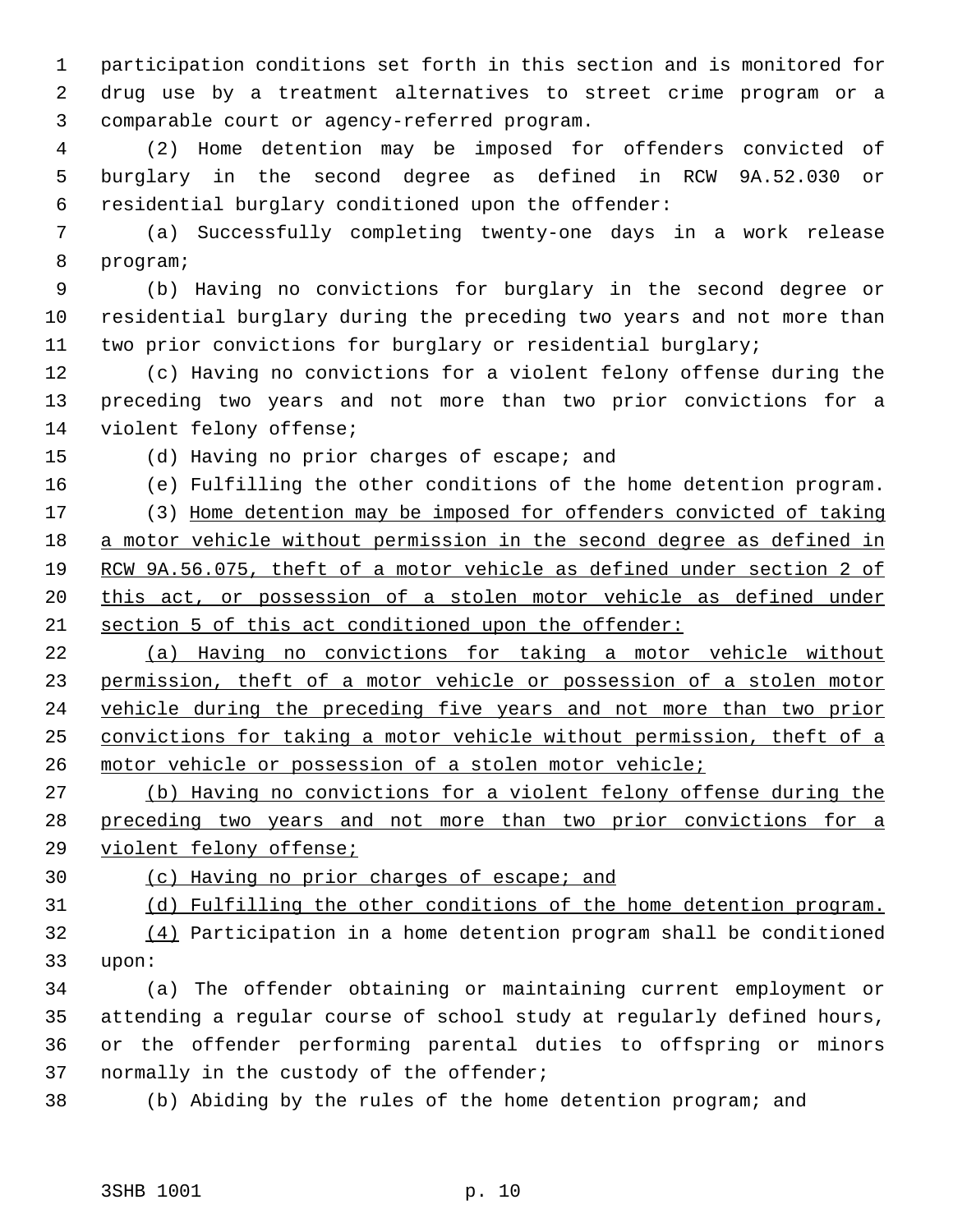participation conditions set forth in this section and is monitored for drug use by a treatment alternatives to street crime program or a comparable court or agency-referred program.

(2) Home detention may be imposed for offenders convicted of burglary in the second degree as defined in RCW 9A.52.030 or residential burglary conditioned upon the offender:

(a) Successfully completing twenty-one days in a work release program;

(b) Having no convictions for burglary in the second degree or residential burglary during the preceding two years and not more than two prior convictions for burglary or residential burglary;

(c) Having no convictions for a violent felony offense during the preceding two years and not more than two prior convictions for a violent felony offense;

(d) Having no prior charges of escape; and

(e) Fulfilling the other conditions of the home detention program.

(3) <u>Home detention may be imposed for offenders convicted of taking a motor vehicle without permission in the second degree as defined in RCW 9A.56.075, theft of a motor vehicle as defined under section 2 of this act, or possession of a stolen motor vehicle as defined under section 5 of this act conditioned upon the offender:</u>

<u>(a) Having no convictions for taking a motor vehicle without permission, theft of a motor vehicle or possession of a stolen motor vehicle during the preceding five years and not more than two prior convictions for taking a motor vehicle without permission, theft of a motor vehicle or possession of a stolen motor vehicle;</u>

<u>(b) Having no convictions for a violent felony offense during the preceding two years and not more than two prior convictions for a violent felony offense;</u>

<u>(c) Having no prior charges of escape; and</u>

<u>(d) Fulfilling the other conditions of the home detention program.</u>

<u>(4)</u> Participation in a home detention program shall be conditioned upon:

(a) The offender obtaining or maintaining current employment or attending a regular course of school study at regularly defined hours, or the offender performing parental duties to offspring or minors normally in the custody of the offender;

(b) Abiding by the rules of the home detention program; and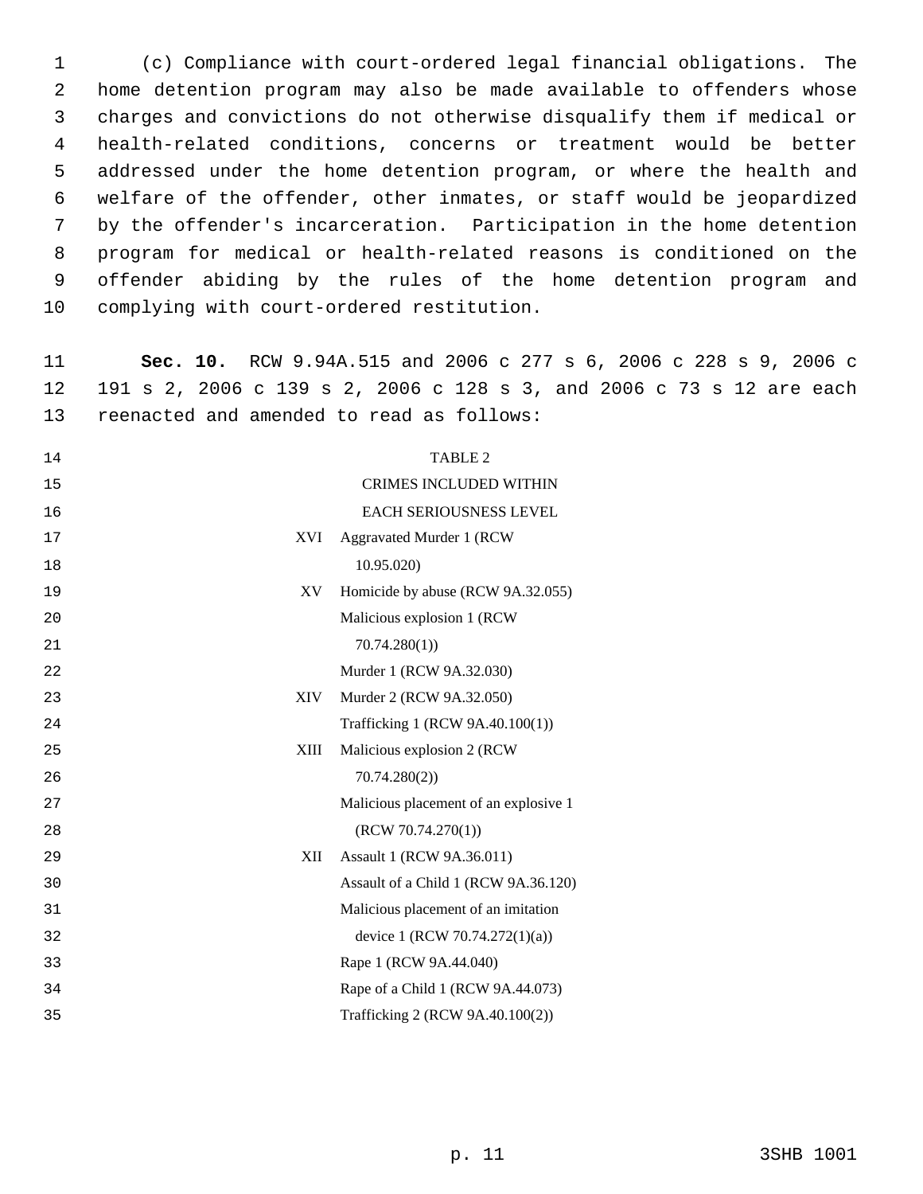(c) Compliance with court-ordered legal financial obligations. The home detention program may also be made available to offenders whose charges and convictions do not otherwise disqualify them if medical or health-related conditions, concerns or treatment would be better addressed under the home detention program, or where the health and welfare of the offender, other inmates, or staff would be jeopardized by the offender's incarceration. Participation in the home detention program for medical or health-related reasons is conditioned on the offender abiding by the rules of the home detention program and complying with court-ordered restitution.

**Sec. 10.** RCW 9.94A.515 and 2006 c 277 s 6, 2006 c 228 s 9, 2006 c 191 s 2, 2006 c 139 s 2, 2006 c 128 s 3, and 2006 c 73 s 12 are each reenacted and amended to read as follows:

TABLE 2

CRIMES INCLUDED WITHIN EACH SERIOUSNESS LEVEL

| | |
|---|---|
| XVI | Aggravated Murder 1 (RCW 10.95.020) |
| XV | Homicide by abuse (RCW 9A.32.055) |
| | Malicious explosion 1 (RCW 70.74.280(1)) |
| | Murder 1 (RCW 9A.32.030) |
| XIV | Murder 2 (RCW 9A.32.050) |
| | Trafficking 1 (RCW 9A.40.100(1)) |
| XIII | Malicious explosion 2 (RCW 70.74.280(2)) |
| | Malicious placement of an explosive 1 (RCW 70.74.270(1)) |
| XII | Assault 1 (RCW 9A.36.011) |
| | Assault of a Child 1 (RCW 9A.36.120) |
| | Malicious placement of an imitation device 1 (RCW 70.74.272(1)(a)) |
| | Rape 1 (RCW 9A.44.040) |
| | Rape of a Child 1 (RCW 9A.44.073) |
| | Trafficking 2 (RCW 9A.40.100(2)) |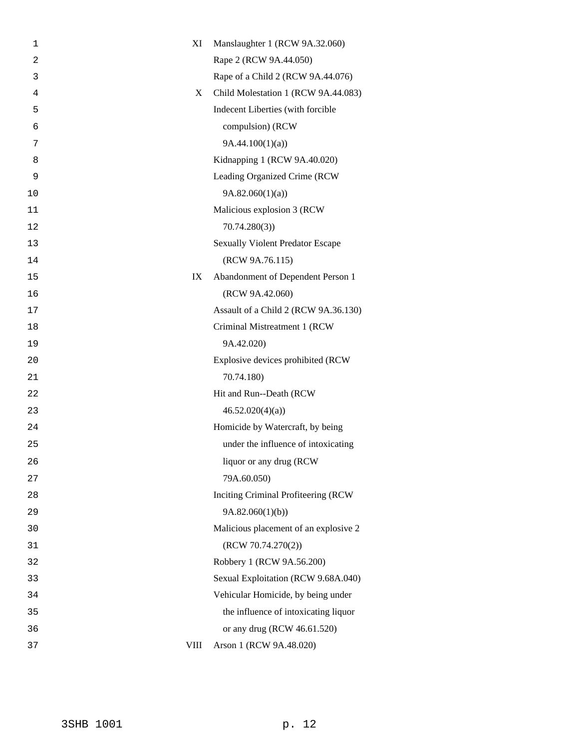| | |
|---|---|
| XI | Manslaughter 1 (RCW 9A.32.060) |
| | Rape 2 (RCW 9A.44.050) |
| | Rape of a Child 2 (RCW 9A.44.076) |
| X | Child Molestation 1 (RCW 9A.44.083) |
| | Indecent Liberties (with forcible compulsion) (RCW 9A.44.100(1)(a)) |
| | Kidnapping 1 (RCW 9A.40.020) |
| | Leading Organized Crime (RCW 9A.82.060(1)(a)) |
| | Malicious explosion 3 (RCW 70.74.280(3)) |
| | Sexually Violent Predator Escape (RCW 9A.76.115) |
| IX | Abandonment of Dependent Person 1 (RCW 9A.42.060) |
| | Assault of a Child 2 (RCW 9A.36.130) |
| | Criminal Mistreatment 1 (RCW 9A.42.020) |
| | Explosive devices prohibited (RCW 70.74.180) |
| | Hit and Run--Death (RCW 46.52.020(4)(a)) |
| | Homicide by Watercraft, by being under the influence of intoxicating liquor or any drug (RCW 79A.60.050) |
| | Inciting Criminal Profiteering (RCW 9A.82.060(1)(b)) |
| | Malicious placement of an explosive 2 (RCW 70.74.270(2)) |
| | Robbery 1 (RCW 9A.56.200) |
| | Sexual Exploitation (RCW 9.68A.040) |
| | Vehicular Homicide, by being under the influence of intoxicating liquor or any drug (RCW 46.61.520) |
| VIII | Arson 1 (RCW 9A.48.020) |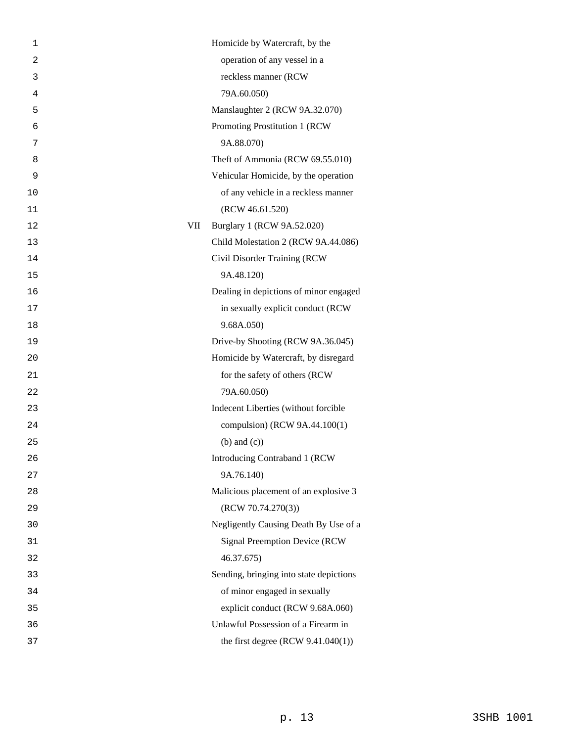| | |
|---|---|
| | Homicide by Watercraft, by the operation of any vessel in a reckless manner (RCW 79A.60.050) |
| | Manslaughter 2 (RCW 9A.32.070) |
| | Promoting Prostitution 1 (RCW 9A.88.070) |
| | Theft of Ammonia (RCW 69.55.010) |
| | Vehicular Homicide, by the operation of any vehicle in a reckless manner (RCW 46.61.520) |
| VII | Burglary 1 (RCW 9A.52.020) |
| | Child Molestation 2 (RCW 9A.44.086) |
| | Civil Disorder Training (RCW 9A.48.120) |
| | Dealing in depictions of minor engaged in sexually explicit conduct (RCW 9.68A.050) |
| | Drive-by Shooting (RCW 9A.36.045) |
| | Homicide by Watercraft, by disregard for the safety of others (RCW 79A.60.050) |
| | Indecent Liberties (without forcible compulsion) (RCW 9A.44.100(1) (b) and (c)) |
| | Introducing Contraband 1 (RCW 9A.76.140) |
| | Malicious placement of an explosive 3 (RCW 70.74.270(3)) |
| | Negligently Causing Death By Use of a Signal Preemption Device (RCW 46.37.675) |
| | Sending, bringing into state depictions of minor engaged in sexually explicit conduct (RCW 9.68A.060) |
| | Unlawful Possession of a Firearm in the first degree (RCW 9.41.040(1)) |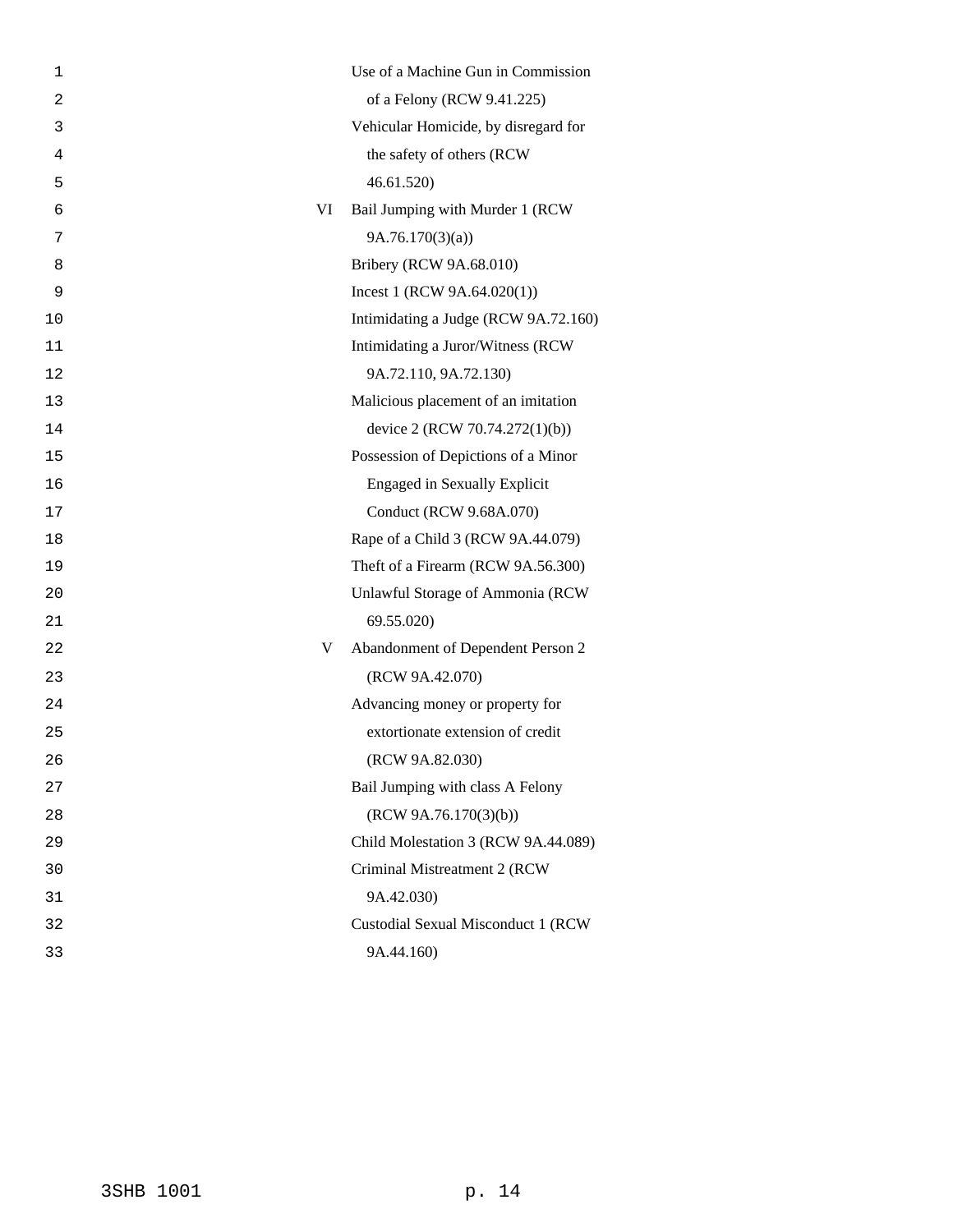| | |
|---|---|
| | Use of a Machine Gun in Commission of a Felony (RCW 9.41.225) |
| | Vehicular Homicide, by disregard for the safety of others (RCW 46.61.520) |
| VI | Bail Jumping with Murder 1 (RCW 9A.76.170(3)(a)) |
| | Bribery (RCW 9A.68.010) |
| | Incest 1 (RCW 9A.64.020(1)) |
| | Intimidating a Judge (RCW 9A.72.160) |
| | Intimidating a Juror/Witness (RCW 9A.72.110, 9A.72.130) |
| | Malicious placement of an imitation device 2 (RCW 70.74.272(1)(b)) |
| | Possession of Depictions of a Minor Engaged in Sexually Explicit Conduct (RCW 9.68A.070) |
| | Rape of a Child 3 (RCW 9A.44.079) |
| | Theft of a Firearm (RCW 9A.56.300) |
| | Unlawful Storage of Ammonia (RCW 69.55.020) |
| V | Abandonment of Dependent Person 2 (RCW 9A.42.070) |
| | Advancing money or property for extortionate extension of credit (RCW 9A.82.030) |
| | Bail Jumping with class A Felony (RCW 9A.76.170(3)(b)) |
| | Child Molestation 3 (RCW 9A.44.089) |
| | Criminal Mistreatment 2 (RCW 9A.42.030) |
| | Custodial Sexual Misconduct 1 (RCW 9A.44.160) |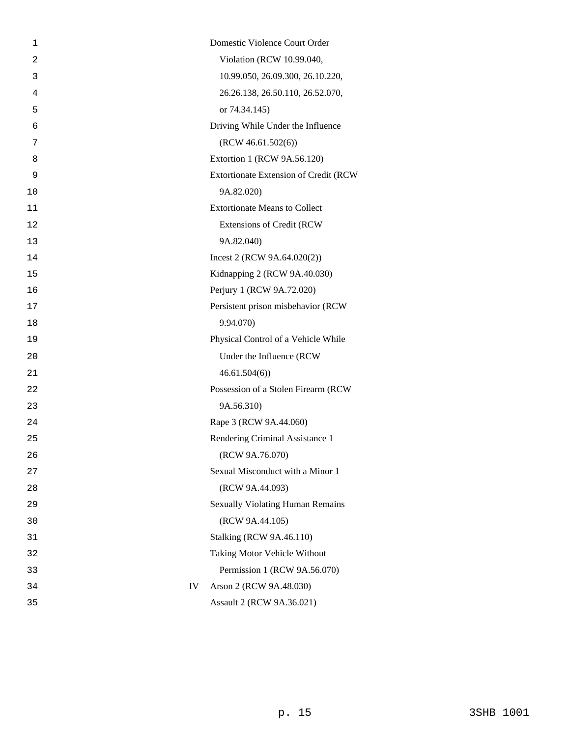Domestic Violence Court Order Violation (RCW 10.99.040, 10.99.050, 26.09.300, 26.10.220, 26.26.138, 26.50.110, 26.52.070, or 74.34.145)

Driving While Under the Influence (RCW 46.61.502(6))

Extortion 1 (RCW 9A.56.120)

Extortionate Extension of Credit (RCW 9A.82.020)

Extortionate Means to Collect Extensions of Credit (RCW 9A.82.040)

Incest 2 (RCW 9A.64.020(2))

Kidnapping 2 (RCW 9A.40.030)

Perjury 1 (RCW 9A.72.020)

Persistent prison misbehavior (RCW 9.94.070)

Physical Control of a Vehicle While Under the Influence (RCW 46.61.504(6))

Possession of a Stolen Firearm (RCW 9A.56.310)

Rape 3 (RCW 9A.44.060)

Rendering Criminal Assistance 1 (RCW 9A.76.070)

Sexual Misconduct with a Minor 1 (RCW 9A.44.093)

Sexually Violating Human Remains (RCW 9A.44.105)

Stalking (RCW 9A.46.110)

Taking Motor Vehicle Without Permission 1 (RCW 9A.56.070)

IV Arson 2 (RCW 9A.48.030)

Assault 2 (RCW 9A.36.021)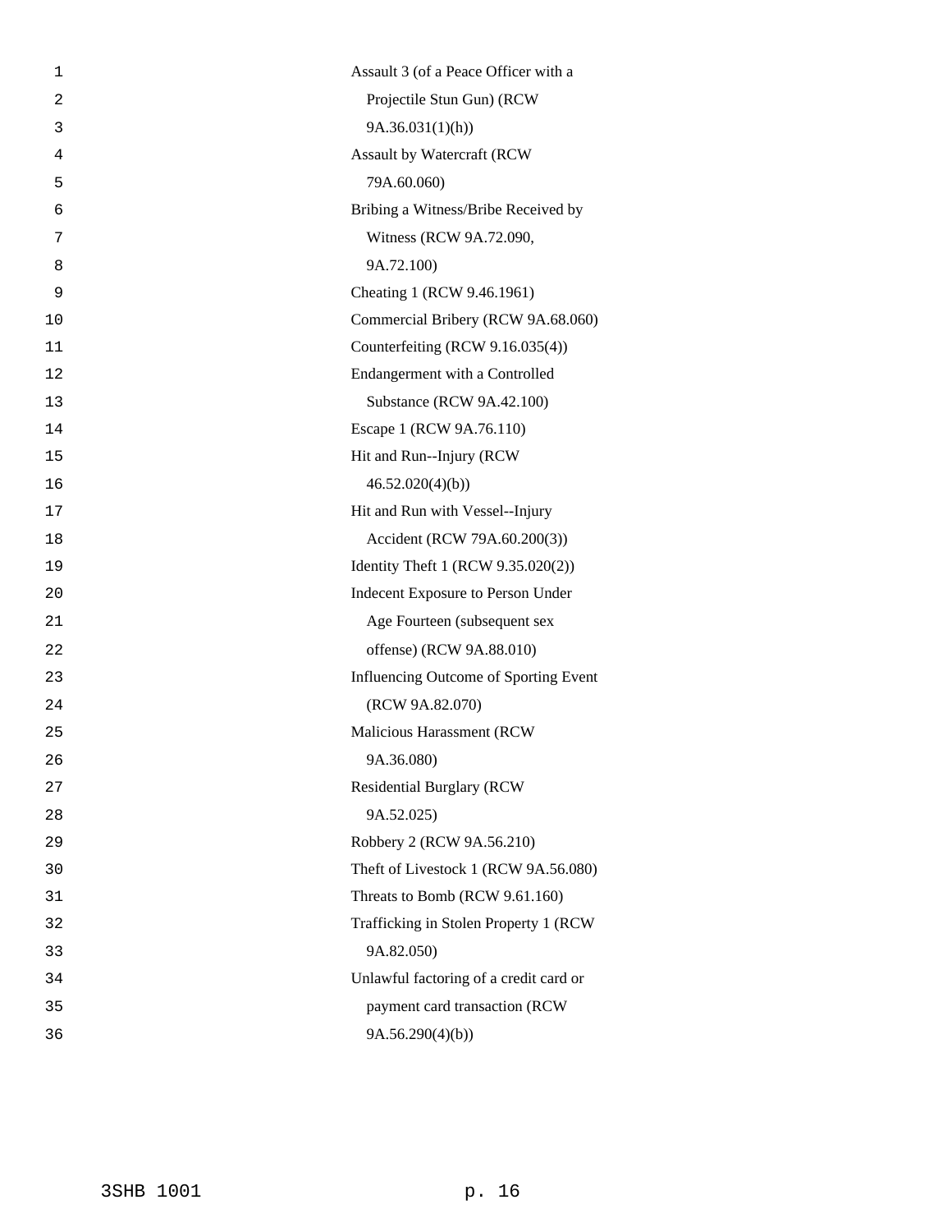Assault 3 (of a Peace Officer with a Projectile Stun Gun) (RCW 9A.36.031(1)(h))

Assault by Watercraft (RCW 79A.60.060)

Bribing a Witness/Bribe Received by Witness (RCW 9A.72.090, 9A.72.100)

Cheating 1 (RCW 9.46.1961)

Commercial Bribery (RCW 9A.68.060)

Counterfeiting (RCW 9.16.035(4))

Endangerment with a Controlled Substance (RCW 9A.42.100)

Escape 1 (RCW 9A.76.110)

Hit and Run--Injury (RCW 46.52.020(4)(b))

Hit and Run with Vessel--Injury Accident (RCW 79A.60.200(3))

Identity Theft 1 (RCW 9.35.020(2))

Indecent Exposure to Person Under Age Fourteen (subsequent sex offense) (RCW 9A.88.010)

Influencing Outcome of Sporting Event (RCW 9A.82.070)

Malicious Harassment (RCW 9A.36.080)

Residential Burglary (RCW 9A.52.025)

Robbery 2 (RCW 9A.56.210)

Theft of Livestock 1 (RCW 9A.56.080)

Threats to Bomb (RCW 9.61.160)

Trafficking in Stolen Property 1 (RCW 9A.82.050)

Unlawful factoring of a credit card or payment card transaction (RCW 9A.56.290(4)(b))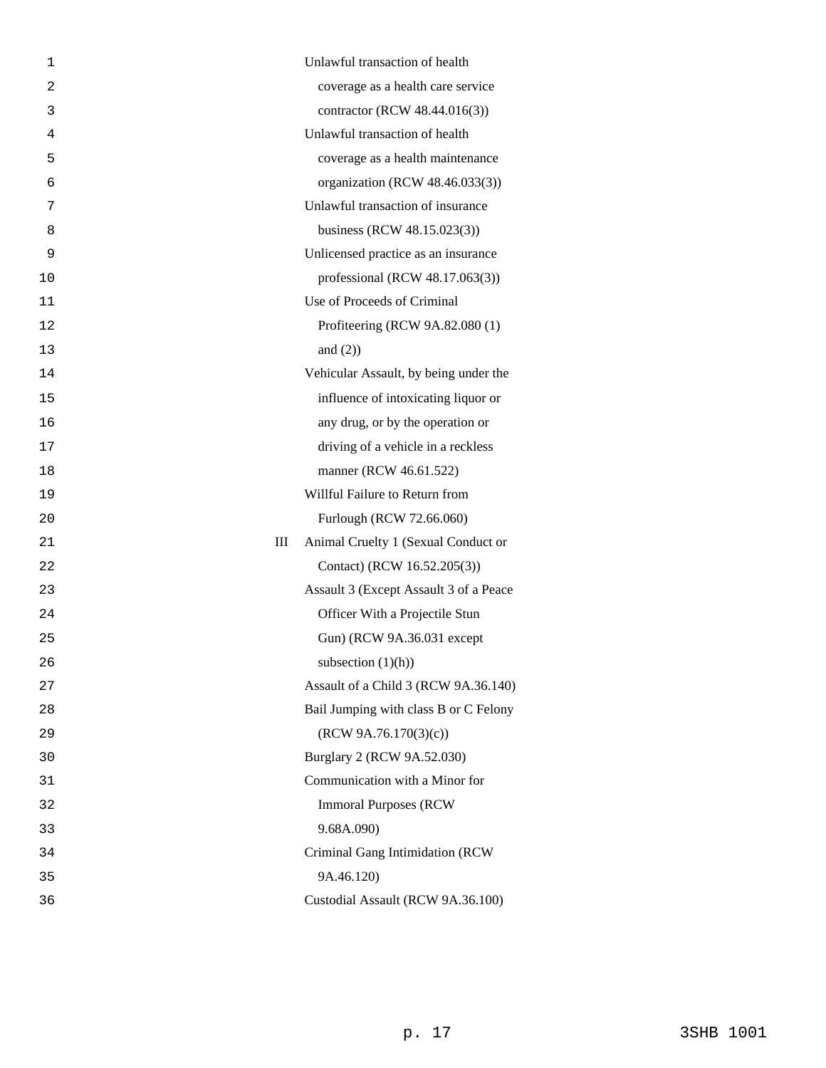| | |
|---|---|
| | Unlawful transaction of health coverage as a health care service contractor (RCW 48.44.016(3)) |
| | Unlawful transaction of health coverage as a health maintenance organization (RCW 48.46.033(3)) |
| | Unlawful transaction of insurance business (RCW 48.15.023(3)) |
| | Unlicensed practice as an insurance professional (RCW 48.17.063(3)) |
| | Use of Proceeds of Criminal Profiteering (RCW 9A.82.080 (1) and (2)) |
| | Vehicular Assault, by being under the influence of intoxicating liquor or any drug, or by the operation or driving of a vehicle in a reckless manner (RCW 46.61.522) |
| | Willful Failure to Return from Furlough (RCW 72.66.060) |
| III | Animal Cruelty 1 (Sexual Conduct or Contact) (RCW 16.52.205(3)) |
| | Assault 3 (Except Assault 3 of a Peace Officer With a Projectile Stun Gun) (RCW 9A.36.031 except subsection (1)(h)) |
| | Assault of a Child 3 (RCW 9A.36.140) |
| | Bail Jumping with class B or C Felony (RCW 9A.76.170(3)(c)) |
| | Burglary 2 (RCW 9A.52.030) |
| | Communication with a Minor for Immoral Purposes (RCW 9.68A.090) |
| | Criminal Gang Intimidation (RCW 9A.46.120) |
| | Custodial Assault (RCW 9A.36.100) |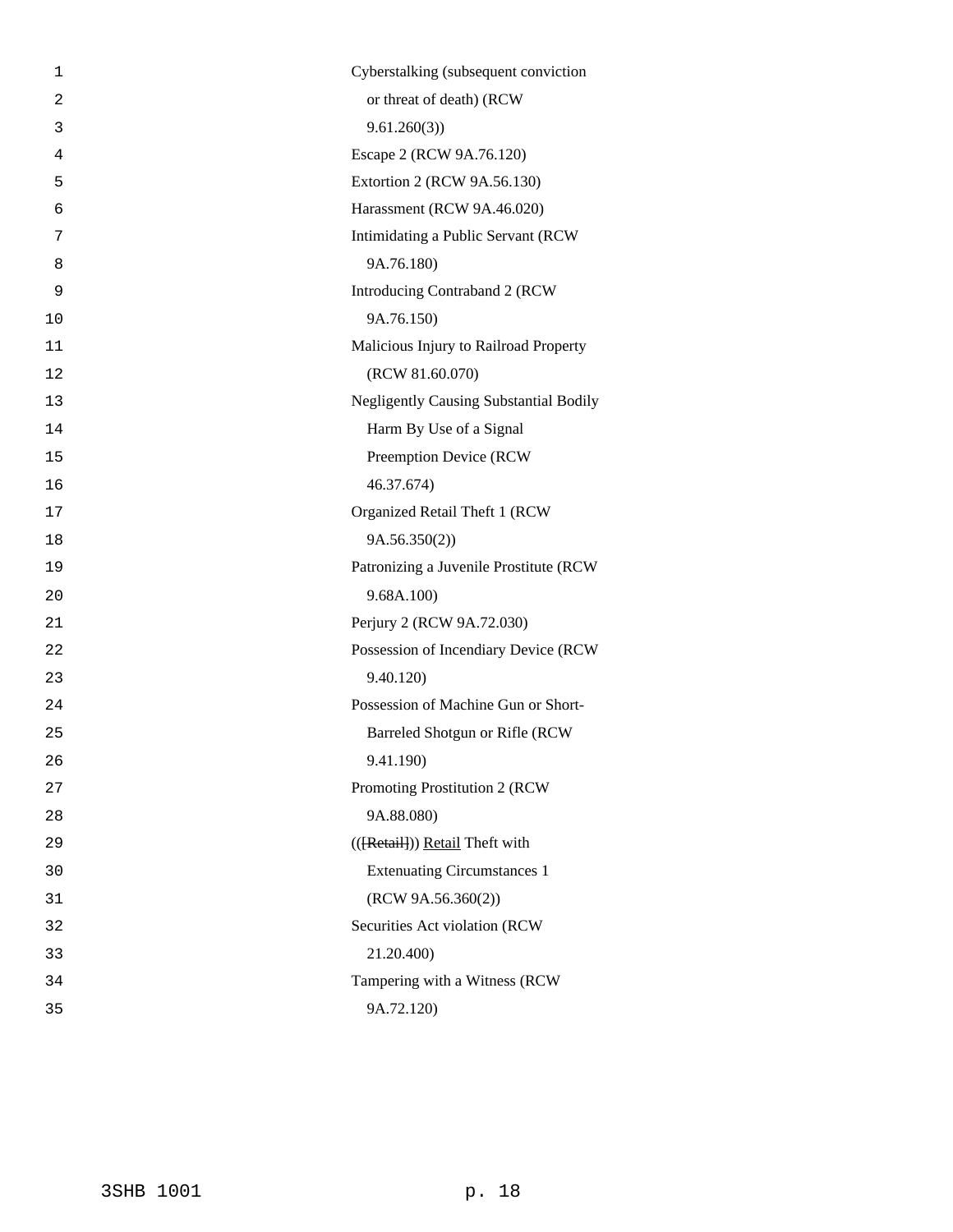Cyberstalking (subsequent conviction or threat of death) (RCW 9.61.260(3))

Escape 2 (RCW 9A.76.120)

Extortion 2 (RCW 9A.56.130)

Harassment (RCW 9A.46.020)

Intimidating a Public Servant (RCW 9A.76.180)

Introducing Contraband 2 (RCW 9A.76.150)

Malicious Injury to Railroad Property (RCW 81.60.070)

Negligently Causing Substantial Bodily Harm By Use of a Signal Preemption Device (RCW 46.37.674)

Organized Retail Theft 1 (RCW 9A.56.350(2))

Patronizing a Juvenile Prostitute (RCW 9.68A.100)

Perjury 2 (RCW 9A.72.030)

Possession of Incendiary Device (RCW 9.40.120)

Possession of Machine Gun or Short-Barreled Shotgun or Rifle (RCW 9.41.190)

Promoting Prostitution 2 (RCW 9A.88.080)

(([Retail])) Retail Theft with Extenuating Circumstances 1 (RCW 9A.56.360(2))

Securities Act violation (RCW 21.20.400)

Tampering with a Witness (RCW 9A.72.120)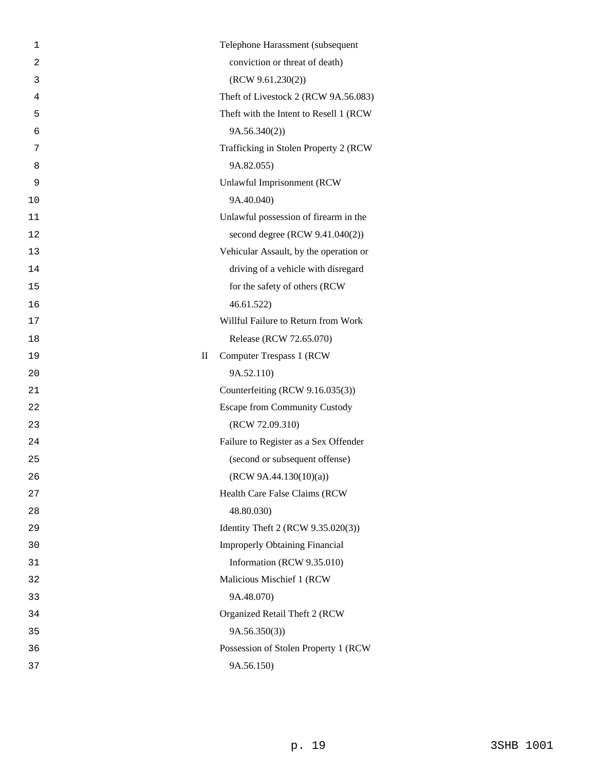Telephone Harassment (subsequent conviction or threat of death) (RCW 9.61.230(2))

Theft of Livestock 2 (RCW 9A.56.083)

Theft with the Intent to Resell 1 (RCW 9A.56.340(2))

Trafficking in Stolen Property 2 (RCW 9A.82.055)

Unlawful Imprisonment (RCW 9A.40.040)

Unlawful possession of firearm in the second degree (RCW 9.41.040(2))

Vehicular Assault, by the operation or driving of a vehicle with disregard for the safety of others (RCW 46.61.522)

Willful Failure to Return from Work Release (RCW 72.65.070)

II Computer Trespass 1 (RCW 9A.52.110)

Counterfeiting (RCW 9.16.035(3))

Escape from Community Custody (RCW 72.09.310)

Failure to Register as a Sex Offender (second or subsequent offense) (RCW 9A.44.130(10)(a))

Health Care False Claims (RCW 48.80.030)

Identity Theft 2 (RCW 9.35.020(3))

Improperly Obtaining Financial Information (RCW 9.35.010)

Malicious Mischief 1 (RCW 9A.48.070)

Organized Retail Theft 2 (RCW 9A.56.350(3))

Possession of Stolen Property 1 (RCW 9A.56.150)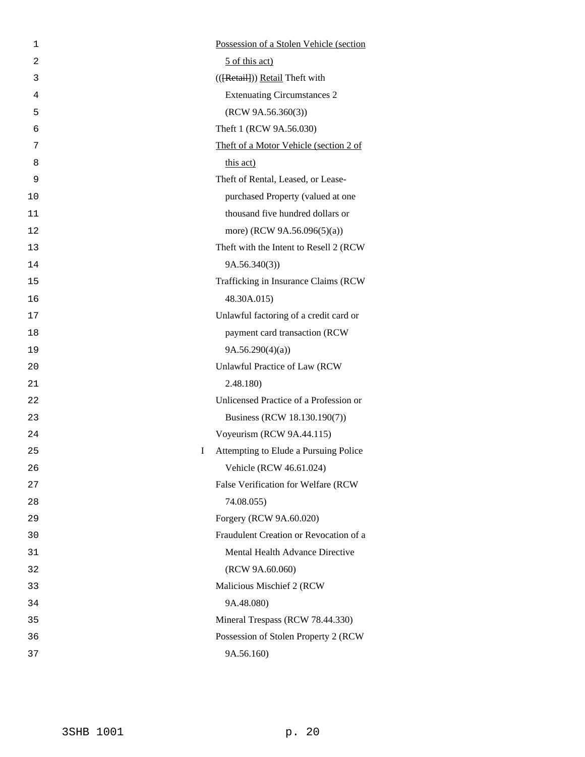Possession of a Stolen Vehicle (section 5 of this act)

(([Retail])) Retail Theft with Extenuating Circumstances 2 (RCW 9A.56.360(3))

Theft 1 (RCW 9A.56.030)

Theft of a Motor Vehicle (section 2 of this act)

Theft of Rental, Leased, or Lease-purchased Property (valued at one thousand five hundred dollars or more) (RCW 9A.56.096(5)(a))

Theft with the Intent to Resell 2 (RCW 9A.56.340(3))

Trafficking in Insurance Claims (RCW 48.30A.015)

Unlawful factoring of a credit card or payment card transaction (RCW 9A.56.290(4)(a))

Unlawful Practice of Law (RCW 2.48.180)

Unlicensed Practice of a Profession or Business (RCW 18.130.190(7))

Voyeurism (RCW 9A.44.115)

I Attempting to Elude a Pursuing Police Vehicle (RCW 46.61.024)

False Verification for Welfare (RCW 74.08.055)

Forgery (RCW 9A.60.020)

Fraudulent Creation or Revocation of a Mental Health Advance Directive (RCW 9A.60.060)

Malicious Mischief 2 (RCW 9A.48.080)

Mineral Trespass (RCW 78.44.330)

Possession of Stolen Property 2 (RCW 9A.56.160)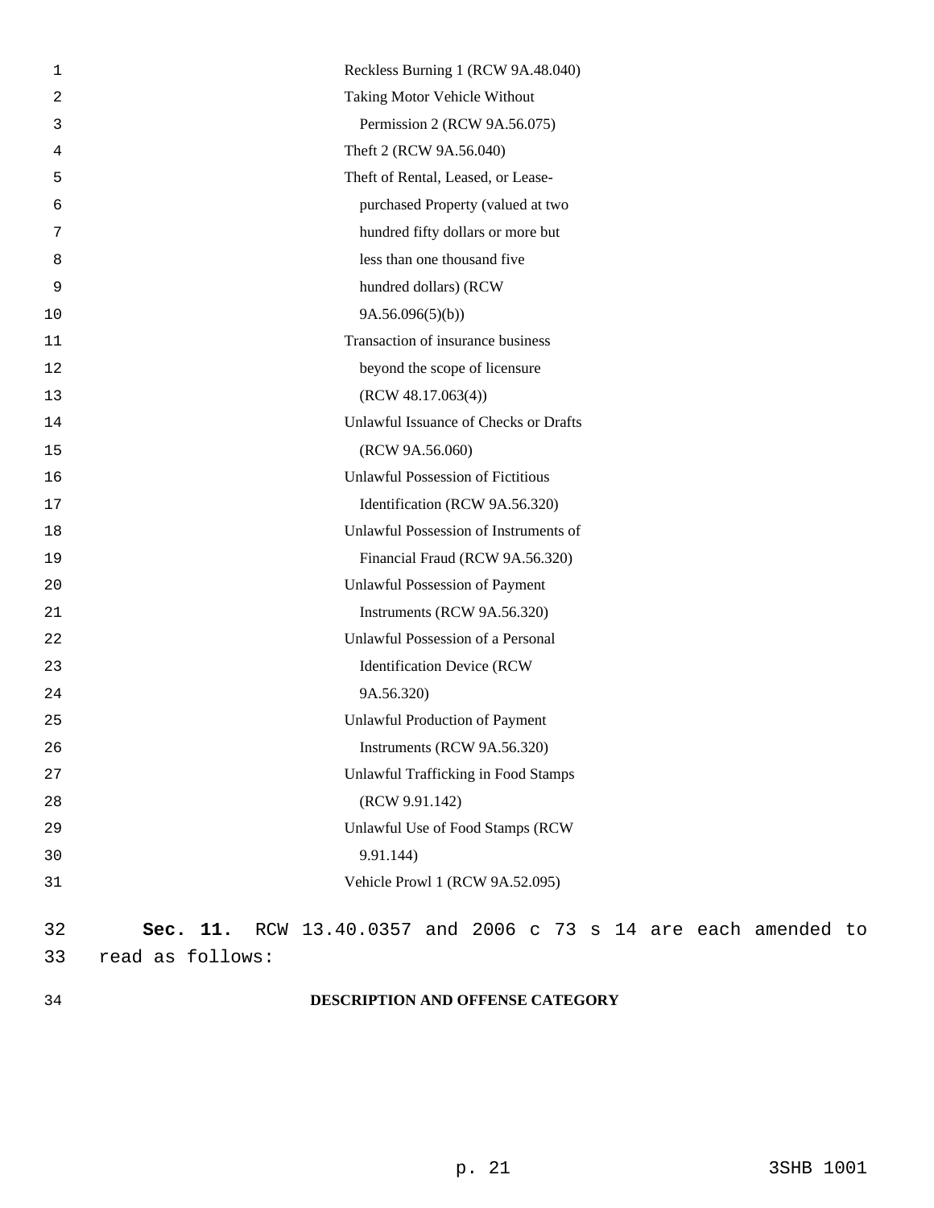Reckless Burning 1 (RCW 9A.48.040)

Taking Motor Vehicle Without Permission 2 (RCW 9A.56.075)

Theft 2 (RCW 9A.56.040)

Theft of Rental, Leased, or Lease-purchased Property (valued at two hundred fifty dollars or more but less than one thousand five hundred dollars) (RCW 9A.56.096(5)(b))

Transaction of insurance business beyond the scope of licensure (RCW 48.17.063(4))

Unlawful Issuance of Checks or Drafts (RCW 9A.56.060)

Unlawful Possession of Fictitious Identification (RCW 9A.56.320)

Unlawful Possession of Instruments of Financial Fraud (RCW 9A.56.320)

Unlawful Possession of Payment Instruments (RCW 9A.56.320)

Unlawful Possession of a Personal Identification Device (RCW 9A.56.320)

Unlawful Production of Payment Instruments (RCW 9A.56.320)

Unlawful Trafficking in Food Stamps (RCW 9.91.142)

Unlawful Use of Food Stamps (RCW 9.91.144)

Vehicle Prowl 1 (RCW 9A.52.095)

**Sec. 11.** RCW 13.40.0357 and 2006 c 73 s 14 are each amended to read as follows:

**DESCRIPTION AND OFFENSE CATEGORY**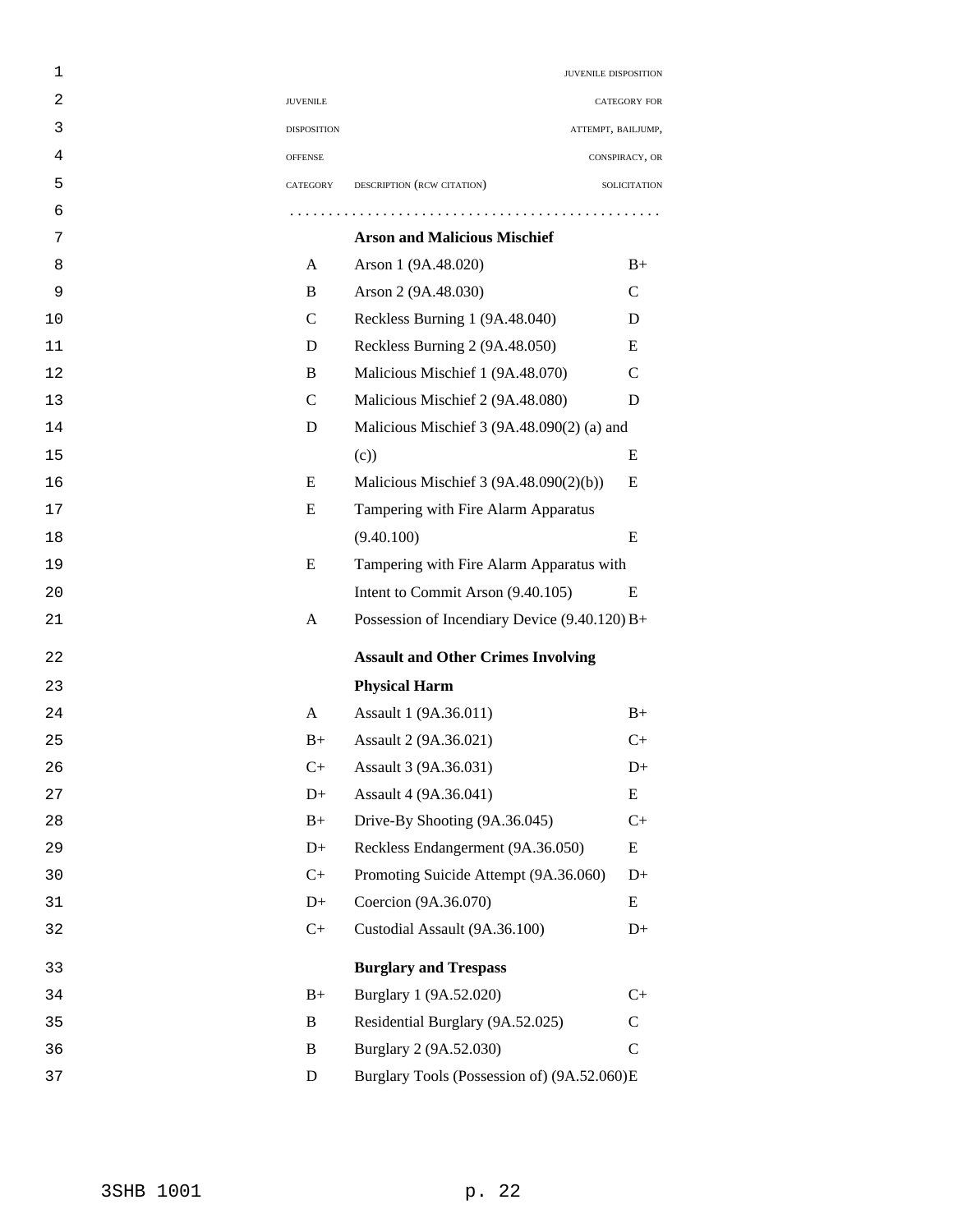| JUVENILE DISPOSITION OFFENSE CATEGORY | DESCRIPTION (RCW CITATION) | JUVENILE DISPOSITION CATEGORY FOR ATTEMPT, BAILJUMP, CONSPIRACY, OR SOLICITATION |
|---|---|---|
| | **Arson and Malicious Mischief** | |
| A | Arson 1 (9A.48.020) | B+ |
| B | Arson 2 (9A.48.030) | C |
| C | Reckless Burning 1 (9A.48.040) | D |
| D | Reckless Burning 2 (9A.48.050) | E |
| B | Malicious Mischief 1 (9A.48.070) | C |
| C | Malicious Mischief 2 (9A.48.080) | D |
| D | Malicious Mischief 3 (9A.48.090(2) (a) and (c)) | E |
| E | Malicious Mischief 3 (9A.48.090(2)(b)) | E |
| E | Tampering with Fire Alarm Apparatus (9.40.100) | E |
| E | Tampering with Fire Alarm Apparatus with Intent to Commit Arson (9.40.105) | E |
| A | Possession of Incendiary Device (9.40.120) | B+ |
| | **Assault and Other Crimes Involving Physical Harm** | |
| A | Assault 1 (9A.36.011) | B+ |
| B+ | Assault 2 (9A.36.021) | C+ |
| C+ | Assault 3 (9A.36.031) | D+ |
| D+ | Assault 4 (9A.36.041) | E |
| B+ | Drive-By Shooting (9A.36.045) | C+ |
| D+ | Reckless Endangerment (9A.36.050) | E |
| C+ | Promoting Suicide Attempt (9A.36.060) | D+ |
| D+ | Coercion (9A.36.070) | E |
| C+ | Custodial Assault (9A.36.100) | D+ |
| | **Burglary and Trespass** | |
| B+ | Burglary 1 (9A.52.020) | C+ |
| B | Residential Burglary (9A.52.025) | C |
| B | Burglary 2 (9A.52.030) | C |
| D | Burglary Tools (Possession of) (9A.52.060) | E |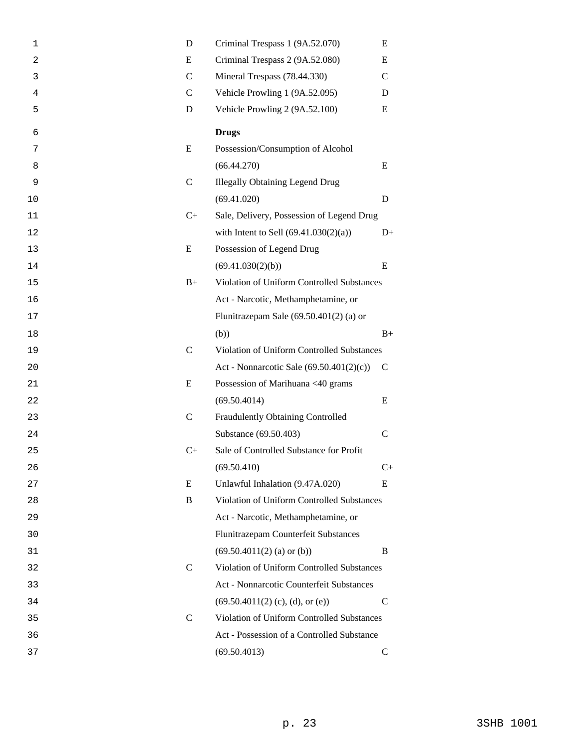| | | |
|---|---|---|
| D | Criminal Trespass 1 (9A.52.070) | E |
| E | Criminal Trespass 2 (9A.52.080) | E |
| C | Mineral Trespass (78.44.330) | C |
| C | Vehicle Prowling 1 (9A.52.095) | D |
| D | Vehicle Prowling 2 (9A.52.100) | E |
| | **Drugs** | |
| E | Possession/Consumption of Alcohol (66.44.270) | E |
| C | Illegally Obtaining Legend Drug (69.41.020) | D |
| C+ | Sale, Delivery, Possession of Legend Drug with Intent to Sell (69.41.030(2)(a)) | D+ |
| E | Possession of Legend Drug (69.41.030(2)(b)) | E |
| B+ | Violation of Uniform Controlled Substances Act - Narcotic, Methamphetamine, or Flunitrazepam Sale (69.50.401(2) (a) or (b)) | B+ |
| C | Violation of Uniform Controlled Substances Act - Nonnarcotic Sale (69.50.401(2)(c)) | C |
| E | Possession of Marihuana <40 grams (69.50.4014) | E |
| C | Fraudulently Obtaining Controlled Substance (69.50.403) | C |
| C+ | Sale of Controlled Substance for Profit (69.50.410) | C+ |
| E | Unlawful Inhalation (9.47A.020) | E |
| B | Violation of Uniform Controlled Substances Act - Narcotic, Methamphetamine, or Flunitrazepam Counterfeit Substances (69.50.4011(2) (a) or (b)) | B |
| C | Violation of Uniform Controlled Substances Act - Nonnarcotic Counterfeit Substances (69.50.4011(2) (c), (d), or (e)) | C |
| C | Violation of Uniform Controlled Substances Act - Possession of a Controlled Substance (69.50.4013) | C |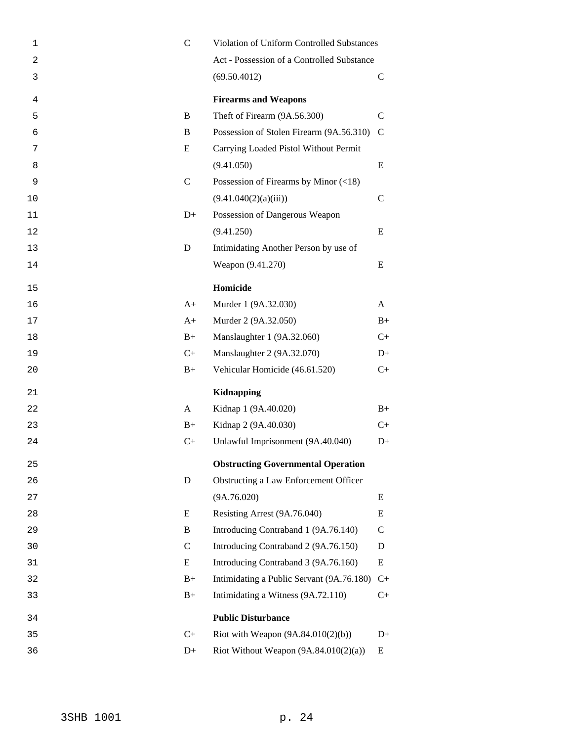| | | |
|---|---|---|
| C | Violation of Uniform Controlled Substances Act - Possession of a Controlled Substance (69.50.4012) | C |
| | **Firearms and Weapons** | |
| B | Theft of Firearm (9A.56.300) | C |
| B | Possession of Stolen Firearm (9A.56.310) | C |
| E | Carrying Loaded Pistol Without Permit (9.41.050) | E |
| C | Possession of Firearms by Minor (<18) (9.41.040(2)(a)(iii)) | C |
| D+ | Possession of Dangerous Weapon (9.41.250) | E |
| D | Intimidating Another Person by use of Weapon (9.41.270) | E |
| | **Homicide** | |
| A+ | Murder 1 (9A.32.030) | A |
| A+ | Murder 2 (9A.32.050) | B+ |
| B+ | Manslaughter 1 (9A.32.060) | C+ |
| C+ | Manslaughter 2 (9A.32.070) | D+ |
| B+ | Vehicular Homicide (46.61.520) | C+ |
| | **Kidnapping** | |
| A | Kidnap 1 (9A.40.020) | B+ |
| B+ | Kidnap 2 (9A.40.030) | C+ |
| C+ | Unlawful Imprisonment (9A.40.040) | D+ |
| | **Obstructing Governmental Operation** | |
| D | Obstructing a Law Enforcement Officer (9A.76.020) | E |
| E | Resisting Arrest (9A.76.040) | E |
| B | Introducing Contraband 1 (9A.76.140) | C |
| C | Introducing Contraband 2 (9A.76.150) | D |
| E | Introducing Contraband 3 (9A.76.160) | E |
| B+ | Intimidating a Public Servant (9A.76.180) | C+ |
| B+ | Intimidating a Witness (9A.72.110) | C+ |
| | **Public Disturbance** | |
| C+ | Riot with Weapon (9A.84.010(2)(b)) | D+ |
| D+ | Riot Without Weapon (9A.84.010(2)(a)) | E |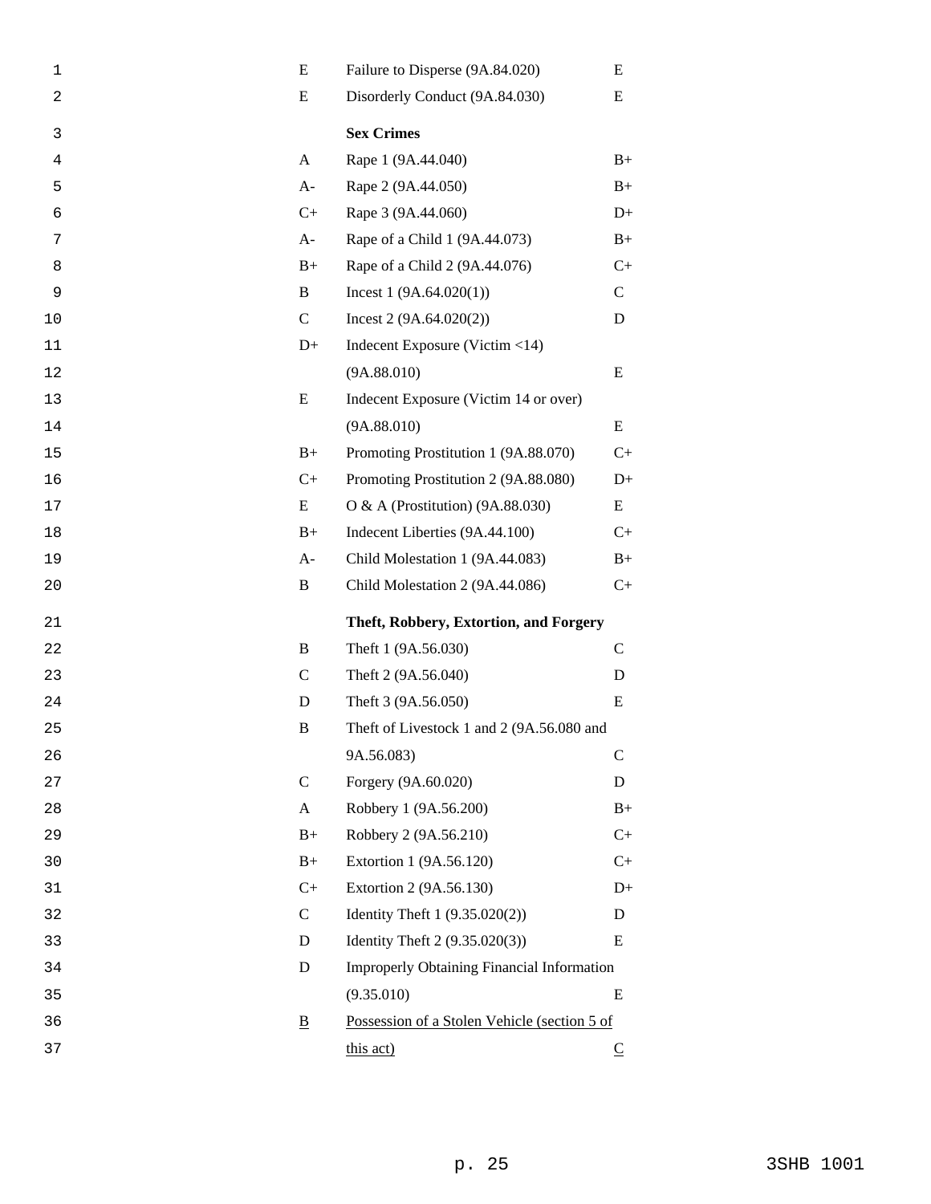| | | |
|---|---|---|
| E | Failure to Disperse (9A.84.020) | E |
| E | Disorderly Conduct (9A.84.030) | E |
| | **Sex Crimes** | |
| A | Rape 1 (9A.44.040) | B+ |
| A- | Rape 2 (9A.44.050) | B+ |
| C+ | Rape 3 (9A.44.060) | D+ |
| A- | Rape of a Child 1 (9A.44.073) | B+ |
| B+ | Rape of a Child 2 (9A.44.076) | C+ |
| B | Incest 1 (9A.64.020(1)) | C |
| C | Incest 2 (9A.64.020(2)) | D |
| D+ | Indecent Exposure (Victim <14) (9A.88.010) | E |
| E | Indecent Exposure (Victim 14 or over) (9A.88.010) | E |
| B+ | Promoting Prostitution 1 (9A.88.070) | C+ |
| C+ | Promoting Prostitution 2 (9A.88.080) | D+ |
| E | O & A (Prostitution) (9A.88.030) | E |
| B+ | Indecent Liberties (9A.44.100) | C+ |
| A- | Child Molestation 1 (9A.44.083) | B+ |
| B | Child Molestation 2 (9A.44.086) | C+ |
| | **Theft, Robbery, Extortion, and Forgery** | |
| B | Theft 1 (9A.56.030) | C |
| C | Theft 2 (9A.56.040) | D |
| D | Theft 3 (9A.56.050) | E |
| B | Theft of Livestock 1 and 2 (9A.56.080 and 9A.56.083) | C |
| C | Forgery (9A.60.020) | D |
| A | Robbery 1 (9A.56.200) | B+ |
| B+ | Robbery 2 (9A.56.210) | C+ |
| B+ | Extortion 1 (9A.56.120) | C+ |
| C+ | Extortion 2 (9A.56.130) | D+ |
| C | Identity Theft 1 (9.35.020(2)) | D |
| D | Identity Theft 2 (9.35.020(3)) | E |
| D | Improperly Obtaining Financial Information (9.35.010) | E |
| <u>B</u> | <u>Possession of a Stolen Vehicle (section 5 of this act)</u> | <u>C</u> |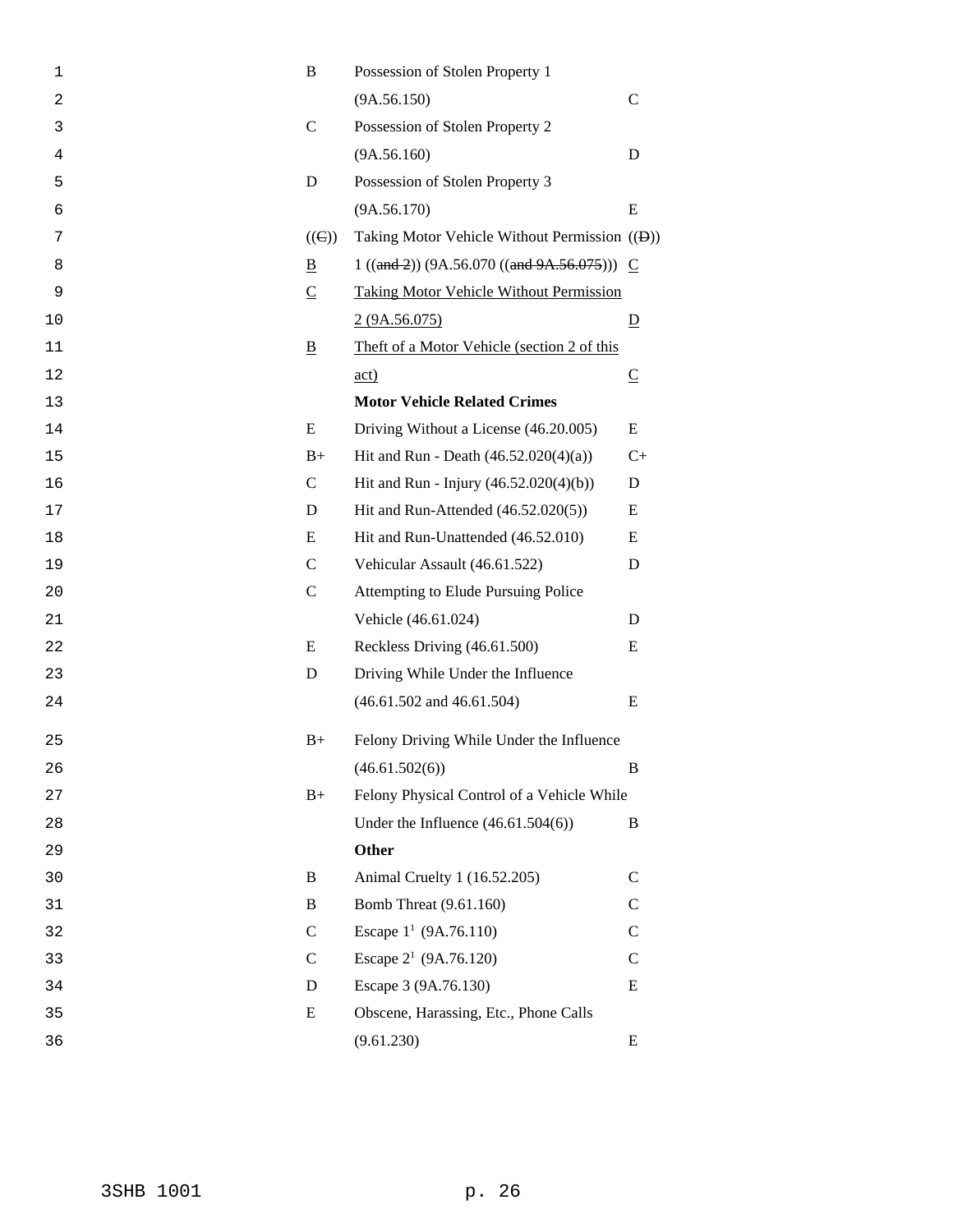| | | |
|---|---|---|
| B | Possession of Stolen Property 1 (9A.56.150) | C |
| C | Possession of Stolen Property 2 (9A.56.160) | D |
| D | Possession of Stolen Property 3 (9A.56.170) | E |
| ((~~C~~)) B | Taking Motor Vehicle Without Permission 1 ((~~and 2~~)) (9A.56.070 ((~~and 9A.56.075~~))) | ((~~D~~)) C |
| C | Taking Motor Vehicle Without Permission 2 (9A.56.075) | D |
| B | Theft of a Motor Vehicle (section 2 of this act) | C |
| | **Motor Vehicle Related Crimes** | |
| E | Driving Without a License (46.20.005) | E |
| B+ | Hit and Run - Death (46.52.020(4)(a)) | C+ |
| C | Hit and Run - Injury (46.52.020(4)(b)) | D |
| D | Hit and Run-Attended (46.52.020(5)) | E |
| E | Hit and Run-Unattended (46.52.010) | E |
| C | Vehicular Assault (46.61.522) | D |
| C | Attempting to Elude Pursuing Police Vehicle (46.61.024) | D |
| E | Reckless Driving (46.61.500) | E |
| D | Driving While Under the Influence (46.61.502 and 46.61.504) | E |
| B+ | Felony Driving While Under the Influence (46.61.502(6)) | B |
| B+ | Felony Physical Control of a Vehicle While Under the Influence (46.61.504(6)) | B |
| | **Other** | |
| B | Animal Cruelty 1 (16.52.205) | C |
| B | Bomb Threat (9.61.160) | C |
| C | Escape 1[1] (9A.76.110) | C |
| C | Escape 2[1] (9A.76.120) | C |
| D | Escape 3 (9A.76.130) | E |
| E | Obscene, Harassing, Etc., Phone Calls (9.61.230) | E |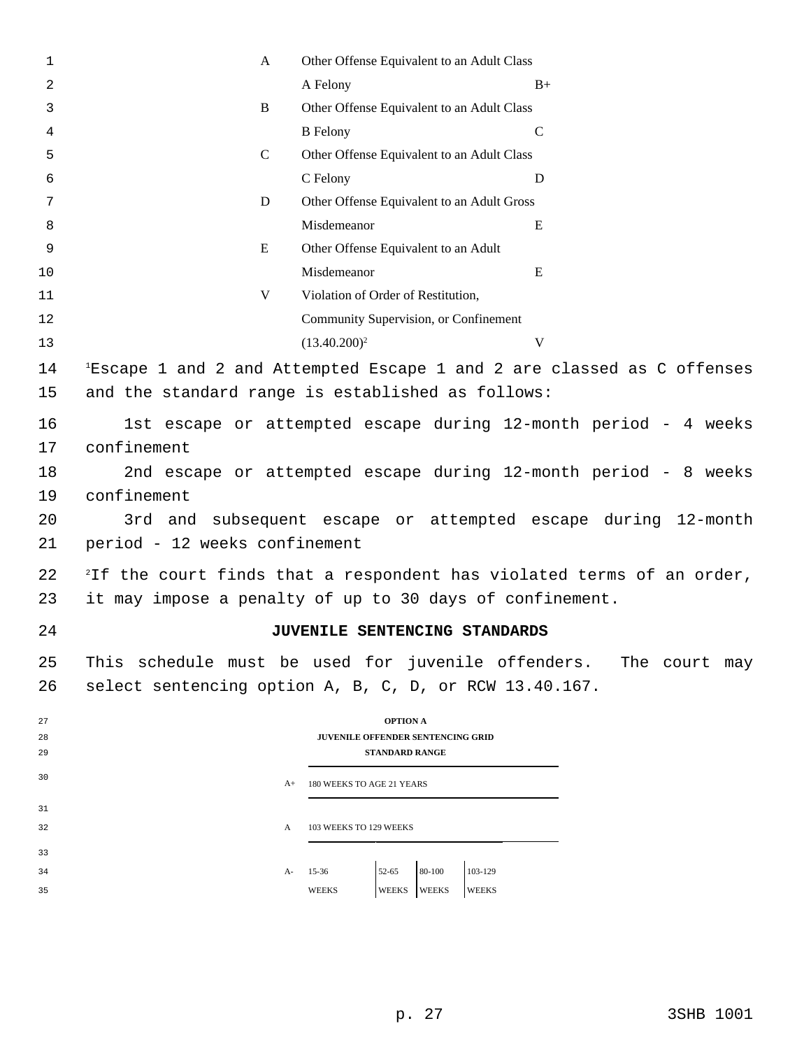| | | |
|---|---|---|
| A | Other Offense Equivalent to an Adult Class A Felony | B+ |
| B | Other Offense Equivalent to an Adult Class B Felony | C |
| C | Other Offense Equivalent to an Adult Class C Felony | D |
| D | Other Offense Equivalent to an Adult Gross Misdemeanor | E |
| E | Other Offense Equivalent to an Adult Misdemeanor | E |
| V | Violation of Order of Restitution, Community Supervision, or Confinement (13.40.200)[2] | V |

[1]Escape 1 and 2 and Attempted Escape 1 and 2 are classed as C offenses and the standard range is established as follows:

1st escape or attempted escape during 12-month period - 4 weeks confinement

2nd escape or attempted escape during 12-month period - 8 weeks confinement

3rd and subsequent escape or attempted escape during 12-month period - 12 weeks confinement

[2]If the court finds that a respondent has violated terms of an order, it may impose a penalty of up to 30 days of confinement.

## JUVENILE SENTENCING STANDARDS

This schedule must be used for juvenile offenders. The court may select sentencing option A, B, C, D, or RCW 13.40.167.

**OPTION A**

**JUVENILE OFFENDER SENTENCING GRID**

**STANDARD RANGE**

| | | | | |
|---|---|---|---|---|
| A+ | 180 WEEKS TO AGE 21 YEARS | | | |
| A | 103 WEEKS TO 129 WEEKS | | | |
| A- | 15-36 WEEKS | 52-65 WEEKS | 80-100 WEEKS | 103-129 WEEKS |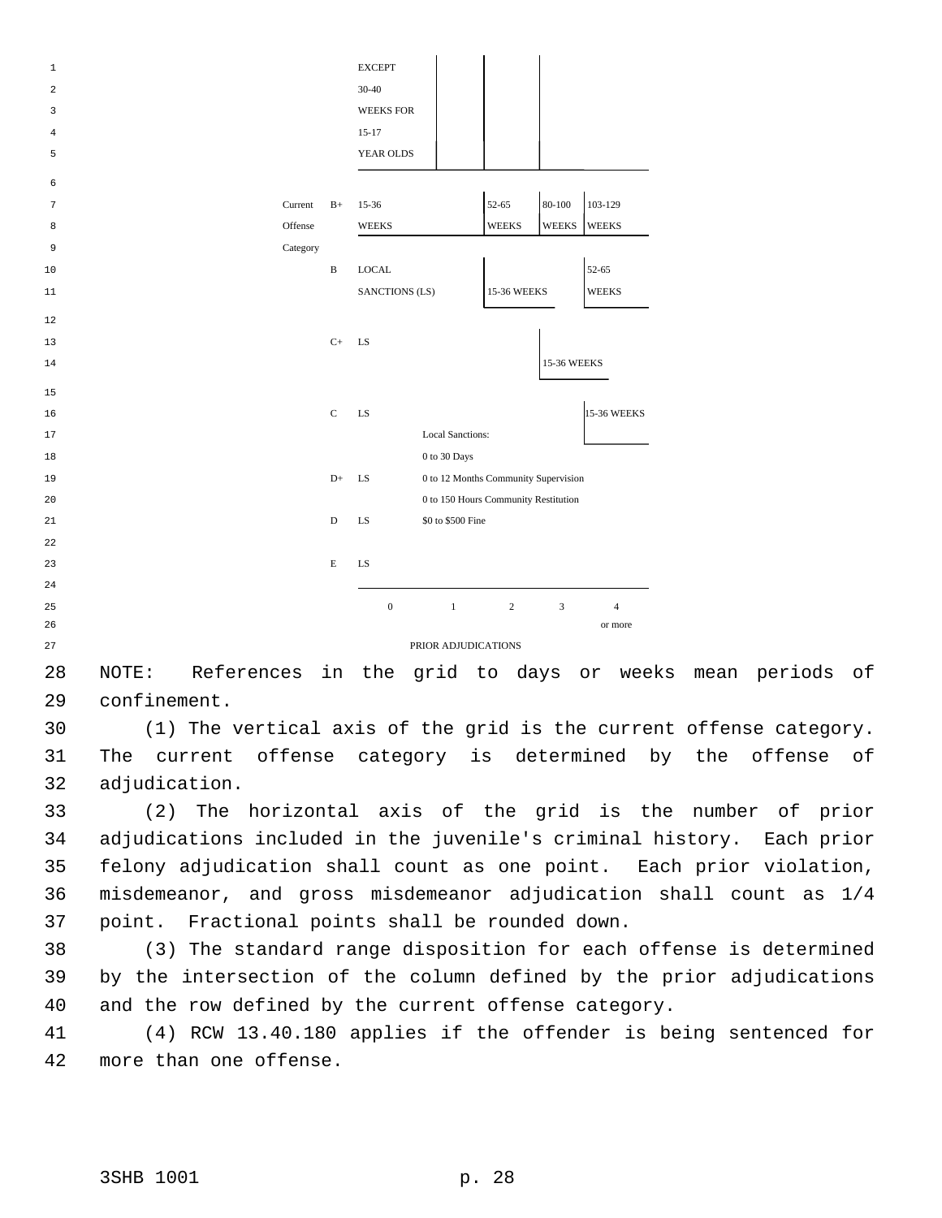| Current Offense Category | | 0 | 1 | 2 | 3 | 4 or more |
|---|---|---|---|---|---|---|
| | | EXCEPT 30-40 WEEKS FOR 15-17 YEAR OLDS | | | | |
| | B+ | 15-36 WEEKS | | 52-65 WEEKS | 80-100 WEEKS | 103-129 WEEKS |
| | B | LOCAL SANCTIONS (LS) | | 15-36 WEEKS | | 52-65 WEEKS |
| | C+ | LS | | | 15-36 WEEKS | |
| | C | LS | | | | 15-36 WEEKS |
| | D+ | LS | Local Sanctions: 0 to 30 Days; 0 to 12 Months Community Supervision; 0 to 150 Hours Community Restitution; $0 to $500 Fine | | | |
| | D | LS | | | | |
| | E | LS | | | | |
| | | PRIOR ADJUDICATIONS | | | | |

NOTE: References in the grid to days or weeks mean periods of confinement.

(1) The vertical axis of the grid is the current offense category. The current offense category is determined by the offense of adjudication.

(2) The horizontal axis of the grid is the number of prior adjudications included in the juvenile's criminal history. Each prior felony adjudication shall count as one point. Each prior violation, misdemeanor, and gross misdemeanor adjudication shall count as 1/4 point. Fractional points shall be rounded down.

(3) The standard range disposition for each offense is determined by the intersection of the column defined by the prior adjudications and the row defined by the current offense category.

(4) RCW 13.40.180 applies if the offender is being sentenced for more than one offense.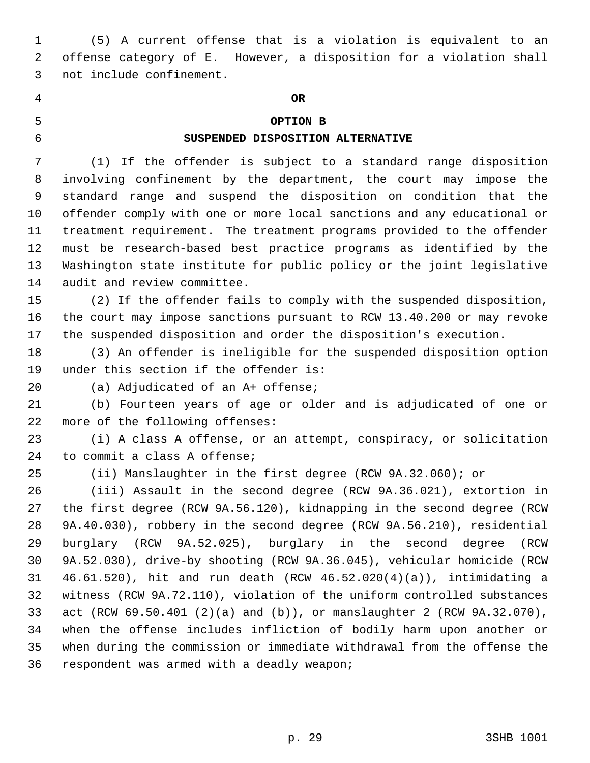(5) A current offense that is a violation is equivalent to an offense category of E. However, a disposition for a violation shall not include confinement.

**OR**

**OPTION B**

**SUSPENDED DISPOSITION ALTERNATIVE**

(1) If the offender is subject to a standard range disposition involving confinement by the department, the court may impose the standard range and suspend the disposition on condition that the offender comply with one or more local sanctions and any educational or treatment requirement. The treatment programs provided to the offender must be research-based best practice programs as identified by the Washington state institute for public policy or the joint legislative audit and review committee.

(2) If the offender fails to comply with the suspended disposition, the court may impose sanctions pursuant to RCW 13.40.200 or may revoke the suspended disposition and order the disposition's execution.

(3) An offender is ineligible for the suspended disposition option under this section if the offender is:

(a) Adjudicated of an A+ offense;

(b) Fourteen years of age or older and is adjudicated of one or more of the following offenses:

(i) A class A offense, or an attempt, conspiracy, or solicitation to commit a class A offense;

(ii) Manslaughter in the first degree (RCW 9A.32.060); or

(iii) Assault in the second degree (RCW 9A.36.021), extortion in the first degree (RCW 9A.56.120), kidnapping in the second degree (RCW 9A.40.030), robbery in the second degree (RCW 9A.56.210), residential burglary (RCW 9A.52.025), burglary in the second degree (RCW 9A.52.030), drive-by shooting (RCW 9A.36.045), vehicular homicide (RCW 46.61.520), hit and run death (RCW 46.52.020(4)(a)), intimidating a witness (RCW 9A.72.110), violation of the uniform controlled substances act (RCW 69.50.401 (2)(a) and (b)), or manslaughter 2 (RCW 9A.32.070), when the offense includes infliction of bodily harm upon another or when during the commission or immediate withdrawal from the offense the respondent was armed with a deadly weapon;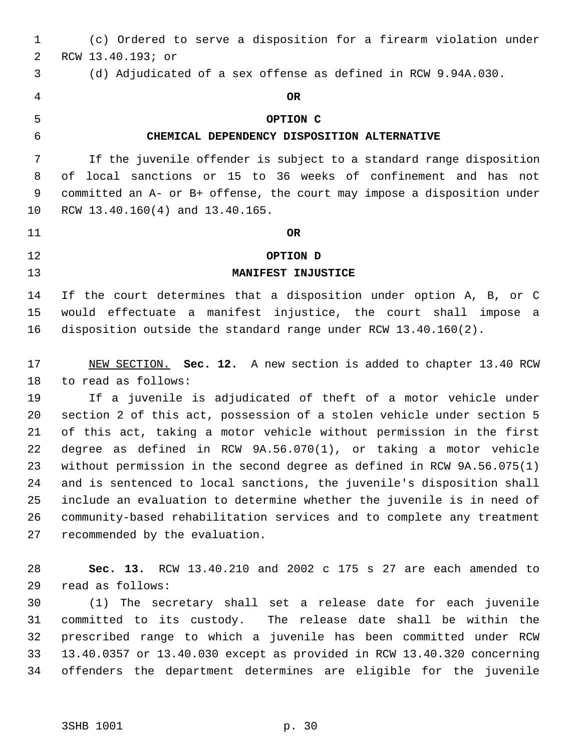(c) Ordered to serve a disposition for a firearm violation under RCW 13.40.193; or

(d) Adjudicated of a sex offense as defined in RCW 9.94A.030.

**OR**

**OPTION C**

**CHEMICAL DEPENDENCY DISPOSITION ALTERNATIVE**

If the juvenile offender is subject to a standard range disposition of local sanctions or 15 to 36 weeks of confinement and has not committed an A- or B+ offense, the court may impose a disposition under RCW 13.40.160(4) and 13.40.165.

**OR**

**OPTION D**

**MANIFEST INJUSTICE**

If the court determines that a disposition under option A, B, or C would effectuate a manifest injustice, the court shall impose a disposition outside the standard range under RCW 13.40.160(2).

NEW SECTION. **Sec. 12.** A new section is added to chapter 13.40 RCW to read as follows:

If a juvenile is adjudicated of theft of a motor vehicle under section 2 of this act, possession of a stolen vehicle under section 5 of this act, taking a motor vehicle without permission in the first degree as defined in RCW 9A.56.070(1), or taking a motor vehicle without permission in the second degree as defined in RCW 9A.56.075(1) and is sentenced to local sanctions, the juvenile's disposition shall include an evaluation to determine whether the juvenile is in need of community-based rehabilitation services and to complete any treatment recommended by the evaluation.

**Sec. 13.** RCW 13.40.210 and 2002 c 175 s 27 are each amended to read as follows:

(1) The secretary shall set a release date for each juvenile committed to its custody. The release date shall be within the prescribed range to which a juvenile has been committed under RCW 13.40.0357 or 13.40.030 except as provided in RCW 13.40.320 concerning offenders the department determines are eligible for the juvenile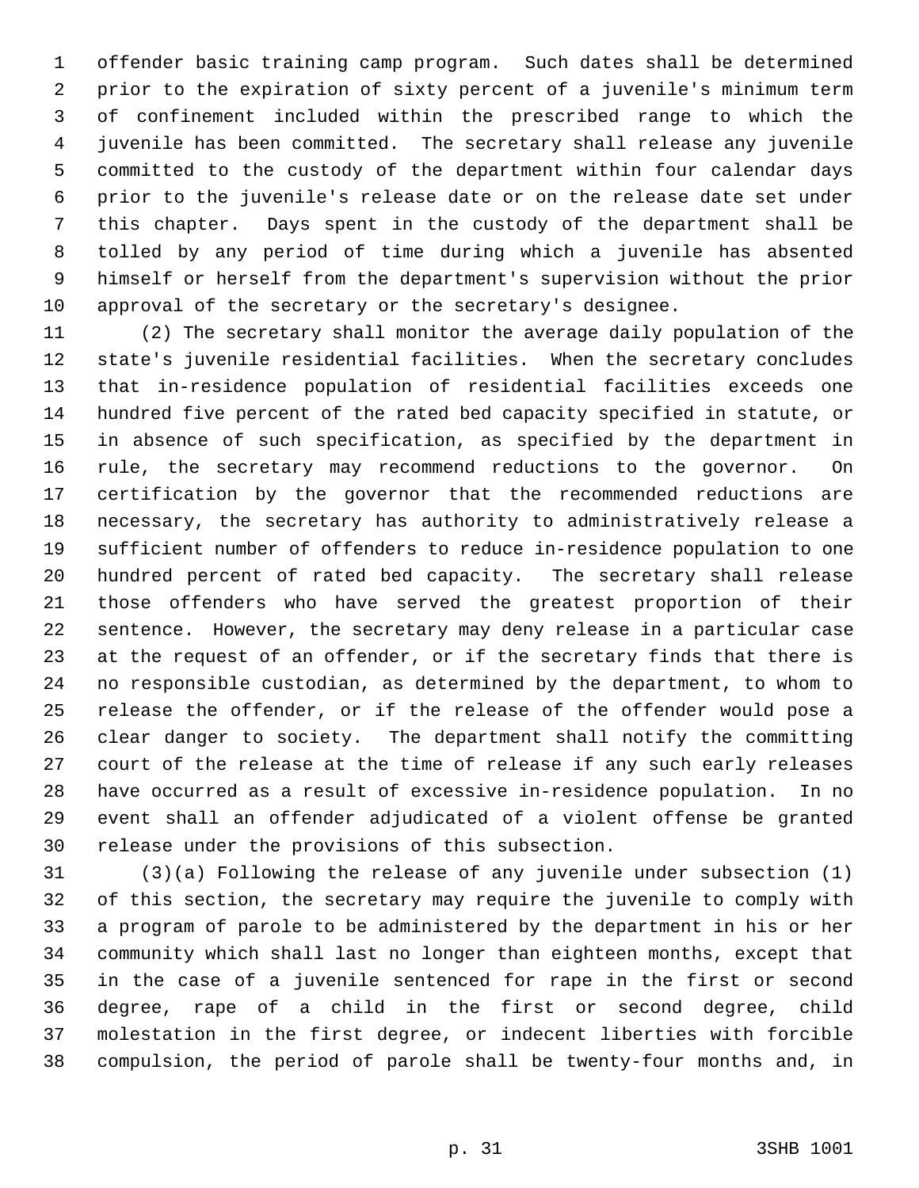offender basic training camp program. Such dates shall be determined prior to the expiration of sixty percent of a juvenile's minimum term of confinement included within the prescribed range to which the juvenile has been committed. The secretary shall release any juvenile committed to the custody of the department within four calendar days prior to the juvenile's release date or on the release date set under this chapter. Days spent in the custody of the department shall be tolled by any period of time during which a juvenile has absented himself or herself from the department's supervision without the prior approval of the secretary or the secretary's designee.

(2) The secretary shall monitor the average daily population of the state's juvenile residential facilities. When the secretary concludes that in-residence population of residential facilities exceeds one hundred five percent of the rated bed capacity specified in statute, or in absence of such specification, as specified by the department in rule, the secretary may recommend reductions to the governor. On certification by the governor that the recommended reductions are necessary, the secretary has authority to administratively release a sufficient number of offenders to reduce in-residence population to one hundred percent of rated bed capacity. The secretary shall release those offenders who have served the greatest proportion of their sentence. However, the secretary may deny release in a particular case at the request of an offender, or if the secretary finds that there is no responsible custodian, as determined by the department, to whom to release the offender, or if the release of the offender would pose a clear danger to society. The department shall notify the committing court of the release at the time of release if any such early releases have occurred as a result of excessive in-residence population. In no event shall an offender adjudicated of a violent offense be granted release under the provisions of this subsection.

(3)(a) Following the release of any juvenile under subsection (1) of this section, the secretary may require the juvenile to comply with a program of parole to be administered by the department in his or her community which shall last no longer than eighteen months, except that in the case of a juvenile sentenced for rape in the first or second degree, rape of a child in the first or second degree, child molestation in the first degree, or indecent liberties with forcible compulsion, the period of parole shall be twenty-four months and, in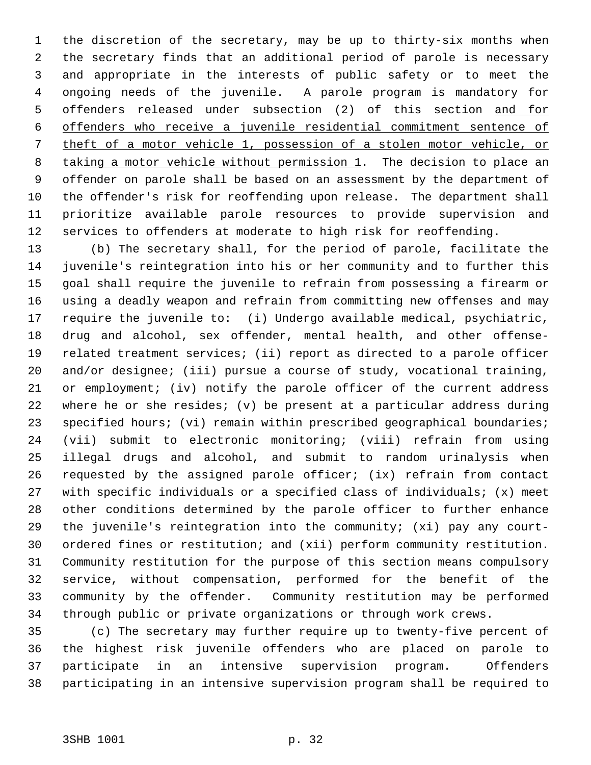the discretion of the secretary, may be up to thirty-six months when the secretary finds that an additional period of parole is necessary and appropriate in the interests of public safety or to meet the ongoing needs of the juvenile. A parole program is mandatory for offenders released under subsection (2) of this section <u>and for offenders who receive a juvenile residential commitment sentence of theft of a motor vehicle 1, possession of a stolen motor vehicle, or taking a motor vehicle without permission 1</u>. The decision to place an offender on parole shall be based on an assessment by the department of the offender's risk for reoffending upon release. The department shall prioritize available parole resources to provide supervision and services to offenders at moderate to high risk for reoffending.

(b) The secretary shall, for the period of parole, facilitate the juvenile's reintegration into his or her community and to further this goal shall require the juvenile to refrain from possessing a firearm or using a deadly weapon and refrain from committing new offenses and may require the juvenile to: (i) Undergo available medical, psychiatric, drug and alcohol, sex offender, mental health, and other offense-related treatment services; (ii) report as directed to a parole officer and/or designee; (iii) pursue a course of study, vocational training, or employment; (iv) notify the parole officer of the current address where he or she resides; (v) be present at a particular address during specified hours; (vi) remain within prescribed geographical boundaries; (vii) submit to electronic monitoring; (viii) refrain from using illegal drugs and alcohol, and submit to random urinalysis when requested by the assigned parole officer; (ix) refrain from contact with specific individuals or a specified class of individuals; (x) meet other conditions determined by the parole officer to further enhance the juvenile's reintegration into the community; (xi) pay any court-ordered fines or restitution; and (xii) perform community restitution. Community restitution for the purpose of this section means compulsory service, without compensation, performed for the benefit of the community by the offender. Community restitution may be performed through public or private organizations or through work crews.

(c) The secretary may further require up to twenty-five percent of the highest risk juvenile offenders who are placed on parole to participate in an intensive supervision program. Offenders participating in an intensive supervision program shall be required to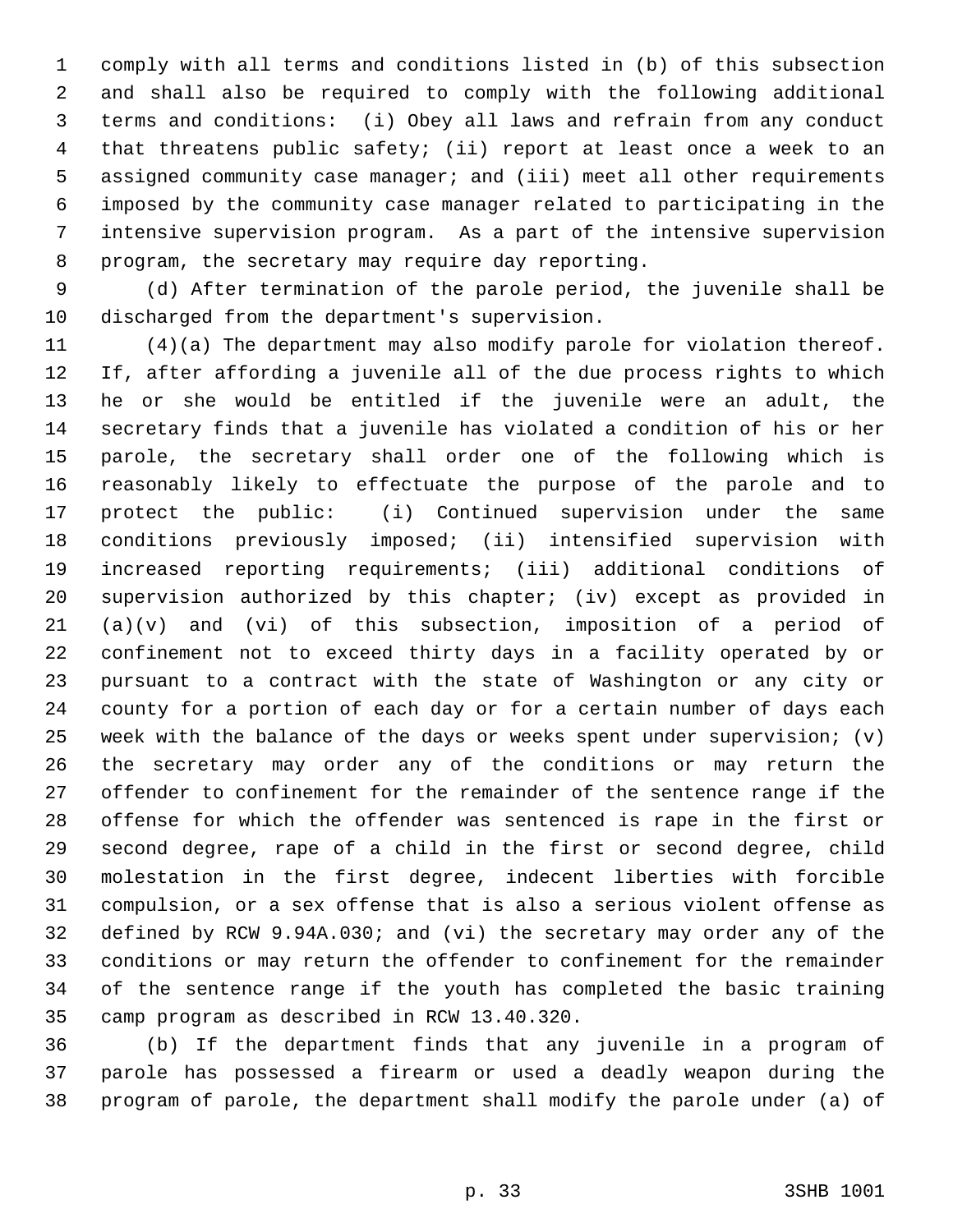comply with all terms and conditions listed in (b) of this subsection and shall also be required to comply with the following additional terms and conditions: (i) Obey all laws and refrain from any conduct that threatens public safety; (ii) report at least once a week to an assigned community case manager; and (iii) meet all other requirements imposed by the community case manager related to participating in the intensive supervision program. As a part of the intensive supervision program, the secretary may require day reporting.

(d) After termination of the parole period, the juvenile shall be discharged from the department's supervision.

(4)(a) The department may also modify parole for violation thereof. If, after affording a juvenile all of the due process rights to which he or she would be entitled if the juvenile were an adult, the secretary finds that a juvenile has violated a condition of his or her parole, the secretary shall order one of the following which is reasonably likely to effectuate the purpose of the parole and to protect the public: (i) Continued supervision under the same conditions previously imposed; (ii) intensified supervision with increased reporting requirements; (iii) additional conditions of supervision authorized by this chapter; (iv) except as provided in (a)(v) and (vi) of this subsection, imposition of a period of confinement not to exceed thirty days in a facility operated by or pursuant to a contract with the state of Washington or any city or county for a portion of each day or for a certain number of days each week with the balance of the days or weeks spent under supervision; (v) the secretary may order any of the conditions or may return the offender to confinement for the remainder of the sentence range if the offense for which the offender was sentenced is rape in the first or second degree, rape of a child in the first or second degree, child molestation in the first degree, indecent liberties with forcible compulsion, or a sex offense that is also a serious violent offense as defined by RCW 9.94A.030; and (vi) the secretary may order any of the conditions or may return the offender to confinement for the remainder of the sentence range if the youth has completed the basic training camp program as described in RCW 13.40.320.

(b) If the department finds that any juvenile in a program of parole has possessed a firearm or used a deadly weapon during the program of parole, the department shall modify the parole under (a) of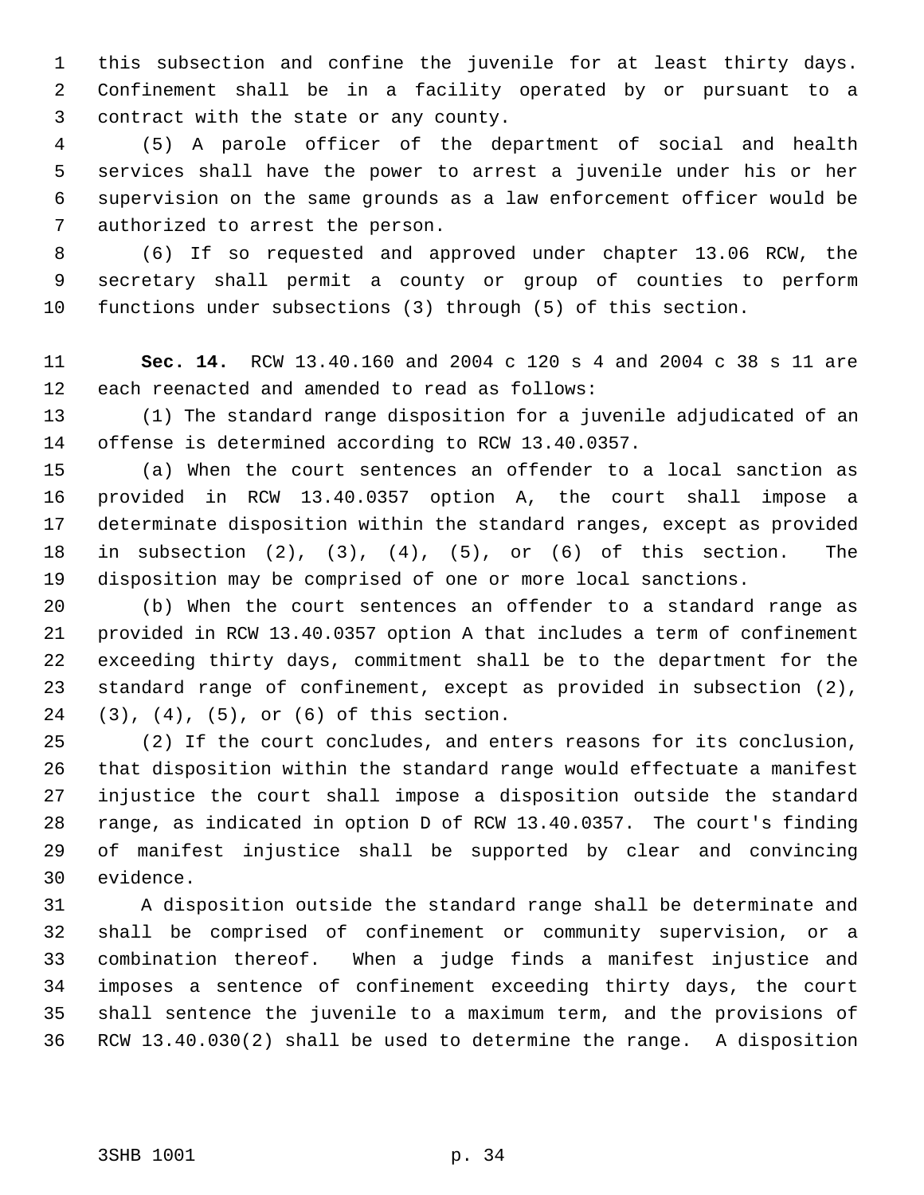this subsection and confine the juvenile for at least thirty days. Confinement shall be in a facility operated by or pursuant to a contract with the state or any county.

(5) A parole officer of the department of social and health services shall have the power to arrest a juvenile under his or her supervision on the same grounds as a law enforcement officer would be authorized to arrest the person.

(6) If so requested and approved under chapter 13.06 RCW, the secretary shall permit a county or group of counties to perform functions under subsections (3) through (5) of this section.

**Sec. 14.** RCW 13.40.160 and 2004 c 120 s 4 and 2004 c 38 s 11 are each reenacted and amended to read as follows:

(1) The standard range disposition for a juvenile adjudicated of an offense is determined according to RCW 13.40.0357.

(a) When the court sentences an offender to a local sanction as provided in RCW 13.40.0357 option A, the court shall impose a determinate disposition within the standard ranges, except as provided in subsection (2), (3), (4), (5), or (6) of this section. The disposition may be comprised of one or more local sanctions.

(b) When the court sentences an offender to a standard range as provided in RCW 13.40.0357 option A that includes a term of confinement exceeding thirty days, commitment shall be to the department for the standard range of confinement, except as provided in subsection (2), (3), (4), (5), or (6) of this section.

(2) If the court concludes, and enters reasons for its conclusion, that disposition within the standard range would effectuate a manifest injustice the court shall impose a disposition outside the standard range, as indicated in option D of RCW 13.40.0357. The court's finding of manifest injustice shall be supported by clear and convincing evidence.

A disposition outside the standard range shall be determinate and shall be comprised of confinement or community supervision, or a combination thereof. When a judge finds a manifest injustice and imposes a sentence of confinement exceeding thirty days, the court shall sentence the juvenile to a maximum term, and the provisions of RCW 13.40.030(2) shall be used to determine the range. A disposition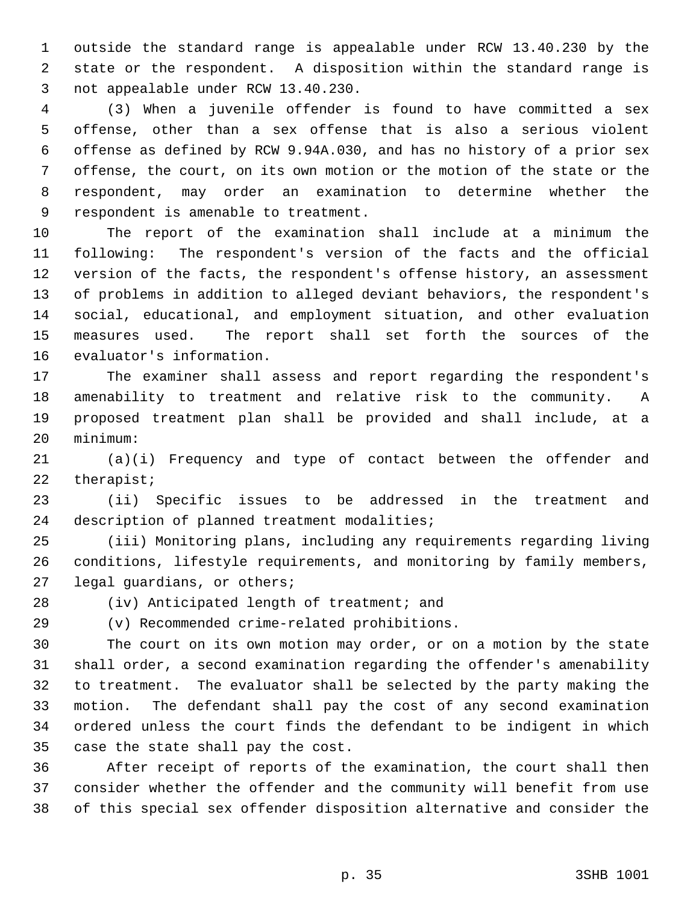outside the standard range is appealable under RCW 13.40.230 by the state or the respondent. A disposition within the standard range is not appealable under RCW 13.40.230.

(3) When a juvenile offender is found to have committed a sex offense, other than a sex offense that is also a serious violent offense as defined by RCW 9.94A.030, and has no history of a prior sex offense, the court, on its own motion or the motion of the state or the respondent, may order an examination to determine whether the respondent is amenable to treatment.

The report of the examination shall include at a minimum the following: The respondent's version of the facts and the official version of the facts, the respondent's offense history, an assessment of problems in addition to alleged deviant behaviors, the respondent's social, educational, and employment situation, and other evaluation measures used. The report shall set forth the sources of the evaluator's information.

The examiner shall assess and report regarding the respondent's amenability to treatment and relative risk to the community. A proposed treatment plan shall be provided and shall include, at a minimum:

(a)(i) Frequency and type of contact between the offender and therapist;

(ii) Specific issues to be addressed in the treatment and description of planned treatment modalities;

(iii) Monitoring plans, including any requirements regarding living conditions, lifestyle requirements, and monitoring by family members, legal guardians, or others;

(iv) Anticipated length of treatment; and

(v) Recommended crime-related prohibitions.

The court on its own motion may order, or on a motion by the state shall order, a second examination regarding the offender's amenability to treatment. The evaluator shall be selected by the party making the motion. The defendant shall pay the cost of any second examination ordered unless the court finds the defendant to be indigent in which case the state shall pay the cost.

After receipt of reports of the examination, the court shall then consider whether the offender and the community will benefit from use of this special sex offender disposition alternative and consider the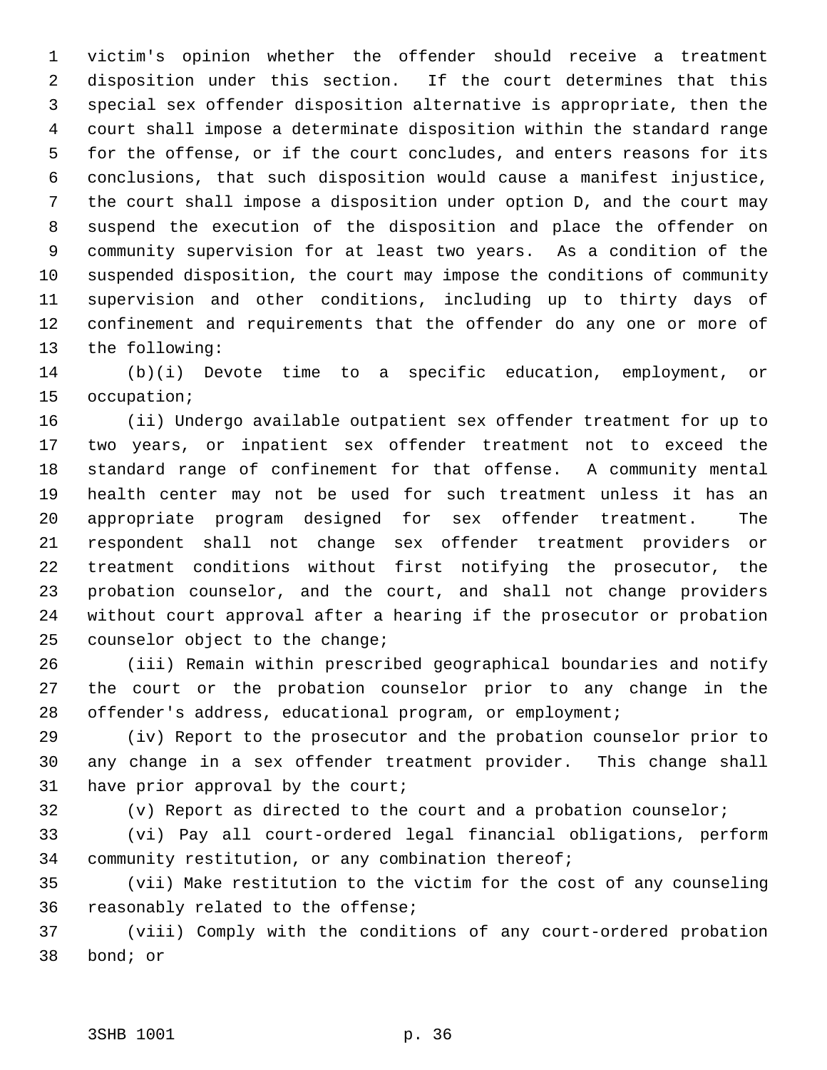victim's opinion whether the offender should receive a treatment disposition under this section. If the court determines that this special sex offender disposition alternative is appropriate, then the court shall impose a determinate disposition within the standard range for the offense, or if the court concludes, and enters reasons for its conclusions, that such disposition would cause a manifest injustice, the court shall impose a disposition under option D, and the court may suspend the execution of the disposition and place the offender on community supervision for at least two years. As a condition of the suspended disposition, the court may impose the conditions of community supervision and other conditions, including up to thirty days of confinement and requirements that the offender do any one or more of the following:

(b)(i) Devote time to a specific education, employment, or occupation;

(ii) Undergo available outpatient sex offender treatment for up to two years, or inpatient sex offender treatment not to exceed the standard range of confinement for that offense. A community mental health center may not be used for such treatment unless it has an appropriate program designed for sex offender treatment. The respondent shall not change sex offender treatment providers or treatment conditions without first notifying the prosecutor, the probation counselor, and the court, and shall not change providers without court approval after a hearing if the prosecutor or probation counselor object to the change;

(iii) Remain within prescribed geographical boundaries and notify the court or the probation counselor prior to any change in the offender's address, educational program, or employment;

(iv) Report to the prosecutor and the probation counselor prior to any change in a sex offender treatment provider. This change shall have prior approval by the court;

(v) Report as directed to the court and a probation counselor;

(vi) Pay all court-ordered legal financial obligations, perform community restitution, or any combination thereof;

(vii) Make restitution to the victim for the cost of any counseling reasonably related to the offense;

(viii) Comply with the conditions of any court-ordered probation bond; or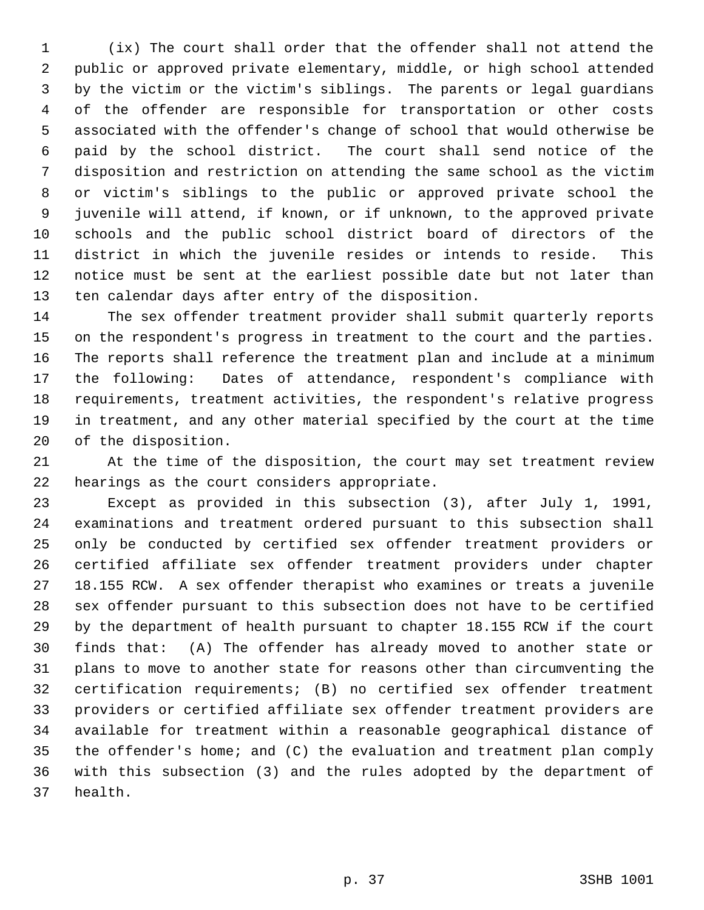(ix) The court shall order that the offender shall not attend the public or approved private elementary, middle, or high school attended by the victim or the victim's siblings. The parents or legal guardians of the offender are responsible for transportation or other costs associated with the offender's change of school that would otherwise be paid by the school district. The court shall send notice of the disposition and restriction on attending the same school as the victim or victim's siblings to the public or approved private school the juvenile will attend, if known, or if unknown, to the approved private schools and the public school district board of directors of the district in which the juvenile resides or intends to reside. This notice must be sent at the earliest possible date but not later than ten calendar days after entry of the disposition.

The sex offender treatment provider shall submit quarterly reports on the respondent's progress in treatment to the court and the parties. The reports shall reference the treatment plan and include at a minimum the following: Dates of attendance, respondent's compliance with requirements, treatment activities, the respondent's relative progress in treatment, and any other material specified by the court at the time of the disposition.

At the time of the disposition, the court may set treatment review hearings as the court considers appropriate.

Except as provided in this subsection (3), after July 1, 1991, examinations and treatment ordered pursuant to this subsection shall only be conducted by certified sex offender treatment providers or certified affiliate sex offender treatment providers under chapter 18.155 RCW. A sex offender therapist who examines or treats a juvenile sex offender pursuant to this subsection does not have to be certified by the department of health pursuant to chapter 18.155 RCW if the court finds that: (A) The offender has already moved to another state or plans to move to another state for reasons other than circumventing the certification requirements; (B) no certified sex offender treatment providers or certified affiliate sex offender treatment providers are available for treatment within a reasonable geographical distance of the offender's home; and (C) the evaluation and treatment plan comply with this subsection (3) and the rules adopted by the department of health.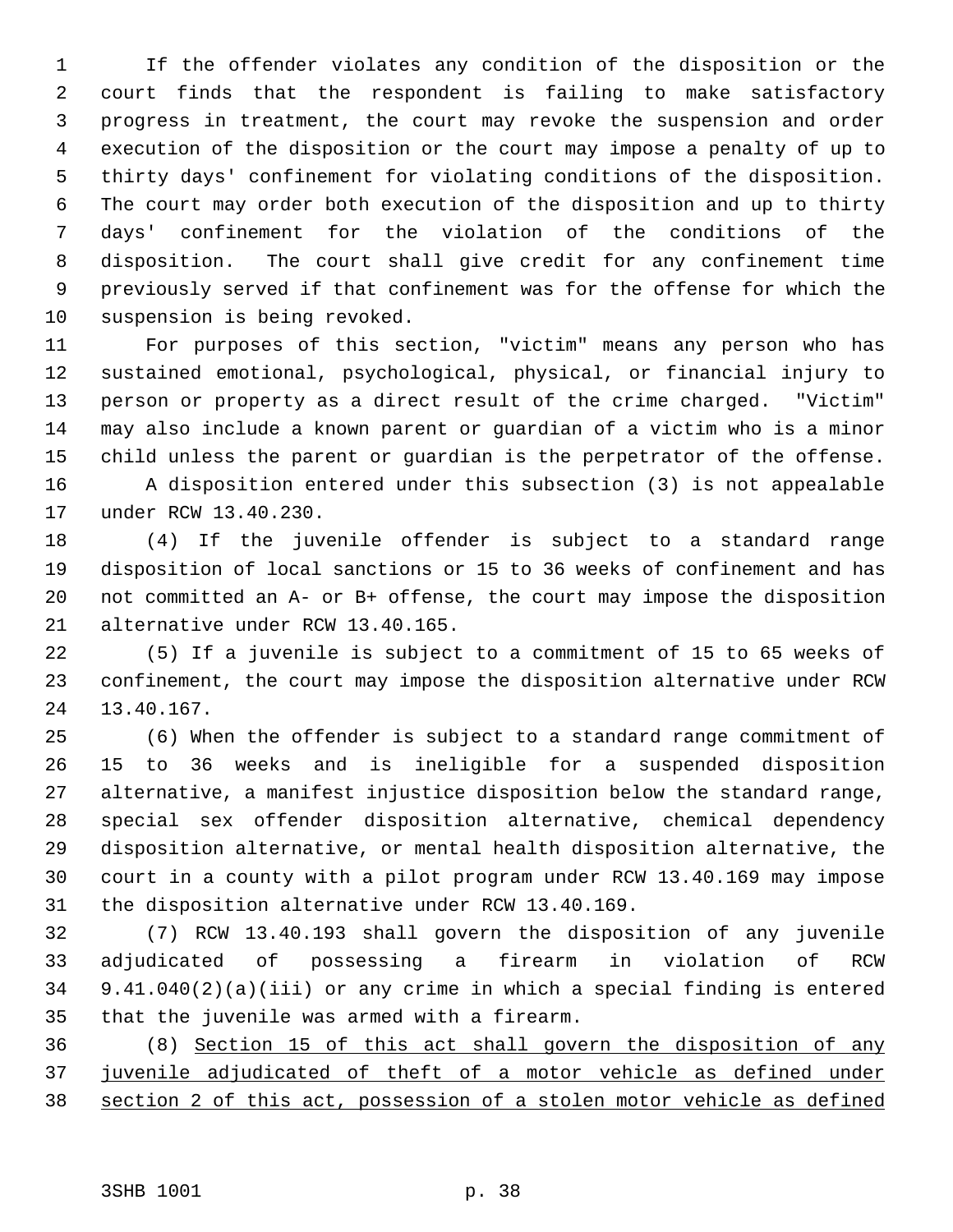If the offender violates any condition of the disposition or the court finds that the respondent is failing to make satisfactory progress in treatment, the court may revoke the suspension and order execution of the disposition or the court may impose a penalty of up to thirty days' confinement for violating conditions of the disposition. The court may order both execution of the disposition and up to thirty days' confinement for the violation of the conditions of the disposition. The court shall give credit for any confinement time previously served if that confinement was for the offense for which the suspension is being revoked.

For purposes of this section, "victim" means any person who has sustained emotional, psychological, physical, or financial injury to person or property as a direct result of the crime charged. "Victim" may also include a known parent or guardian of a victim who is a minor child unless the parent or guardian is the perpetrator of the offense.

A disposition entered under this subsection (3) is not appealable under RCW 13.40.230.

(4) If the juvenile offender is subject to a standard range disposition of local sanctions or 15 to 36 weeks of confinement and has not committed an A- or B+ offense, the court may impose the disposition alternative under RCW 13.40.165.

(5) If a juvenile is subject to a commitment of 15 to 65 weeks of confinement, the court may impose the disposition alternative under RCW 13.40.167.

(6) When the offender is subject to a standard range commitment of 15 to 36 weeks and is ineligible for a suspended disposition alternative, a manifest injustice disposition below the standard range, special sex offender disposition alternative, chemical dependency disposition alternative, or mental health disposition alternative, the court in a county with a pilot program under RCW 13.40.169 may impose the disposition alternative under RCW 13.40.169.

(7) RCW 13.40.193 shall govern the disposition of any juvenile adjudicated of possessing a firearm in violation of RCW 9.41.040(2)(a)(iii) or any crime in which a special finding is entered that the juvenile was armed with a firearm.

(8) <u>Section 15 of this act shall govern the disposition of any juvenile adjudicated of theft of a motor vehicle as defined under section 2 of this act, possession of a stolen motor vehicle as defined</u>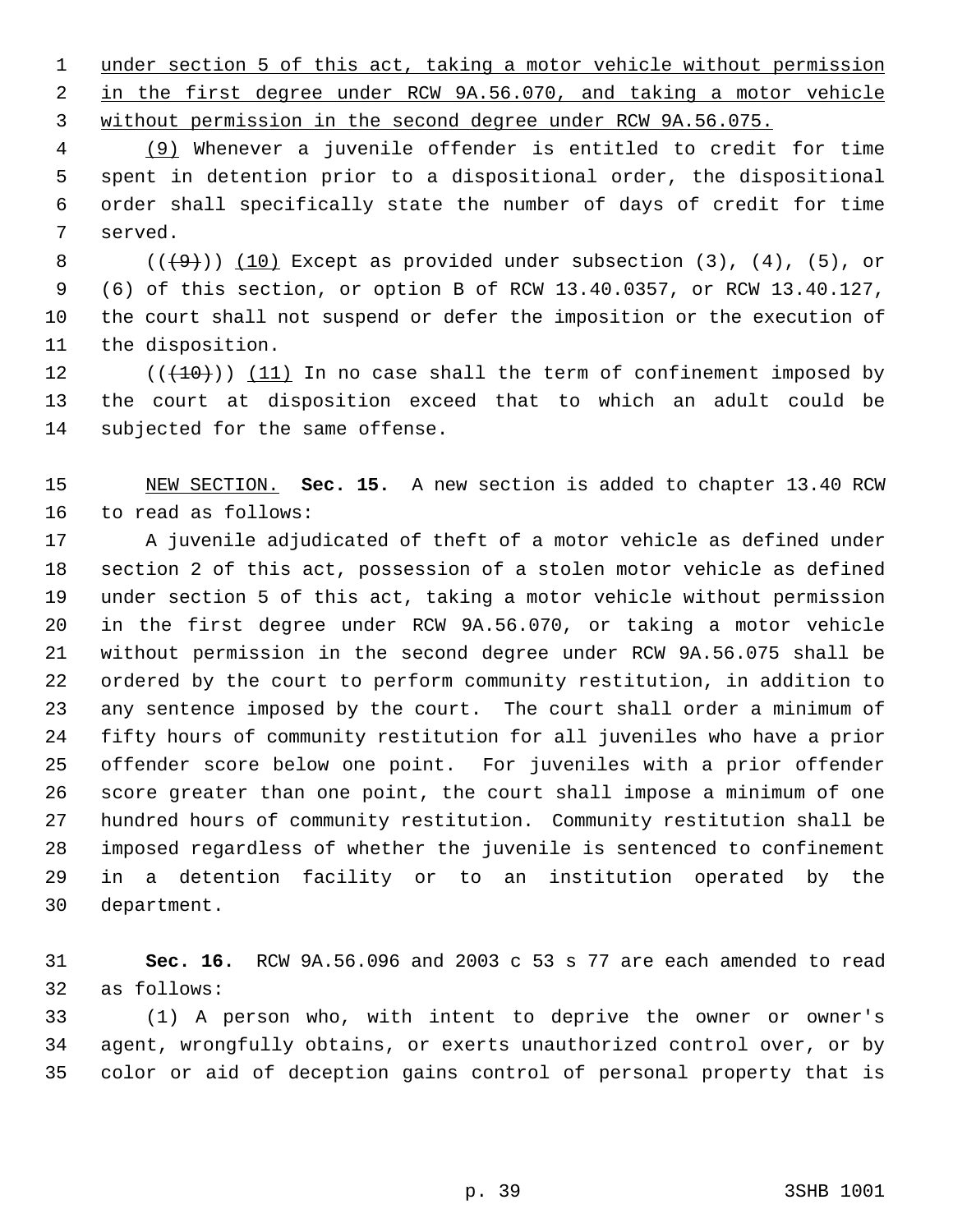under section 5 of this act, taking a motor vehicle without permission in the first degree under RCW 9A.56.070, and taking a motor vehicle without permission in the second degree under RCW 9A.56.075.

(9) Whenever a juvenile offender is entitled to credit for time spent in detention prior to a dispositional order, the dispositional order shall specifically state the number of days of credit for time served.

(((9))) (10) Except as provided under subsection (3), (4), (5), or (6) of this section, or option B of RCW 13.40.0357, or RCW 13.40.127, the court shall not suspend or defer the imposition or the execution of the disposition.

(((10))) (11) In no case shall the term of confinement imposed by the court at disposition exceed that to which an adult could be subjected for the same offense.

NEW SECTION. **Sec. 15.** A new section is added to chapter 13.40 RCW to read as follows:

A juvenile adjudicated of theft of a motor vehicle as defined under section 2 of this act, possession of a stolen motor vehicle as defined under section 5 of this act, taking a motor vehicle without permission in the first degree under RCW 9A.56.070, or taking a motor vehicle without permission in the second degree under RCW 9A.56.075 shall be ordered by the court to perform community restitution, in addition to any sentence imposed by the court. The court shall order a minimum of fifty hours of community restitution for all juveniles who have a prior offender score below one point. For juveniles with a prior offender score greater than one point, the court shall impose a minimum of one hundred hours of community restitution. Community restitution shall be imposed regardless of whether the juvenile is sentenced to confinement in a detention facility or to an institution operated by the department.

**Sec. 16.** RCW 9A.56.096 and 2003 c 53 s 77 are each amended to read as follows:

(1) A person who, with intent to deprive the owner or owner's agent, wrongfully obtains, or exerts unauthorized control over, or by color or aid of deception gains control of personal property that is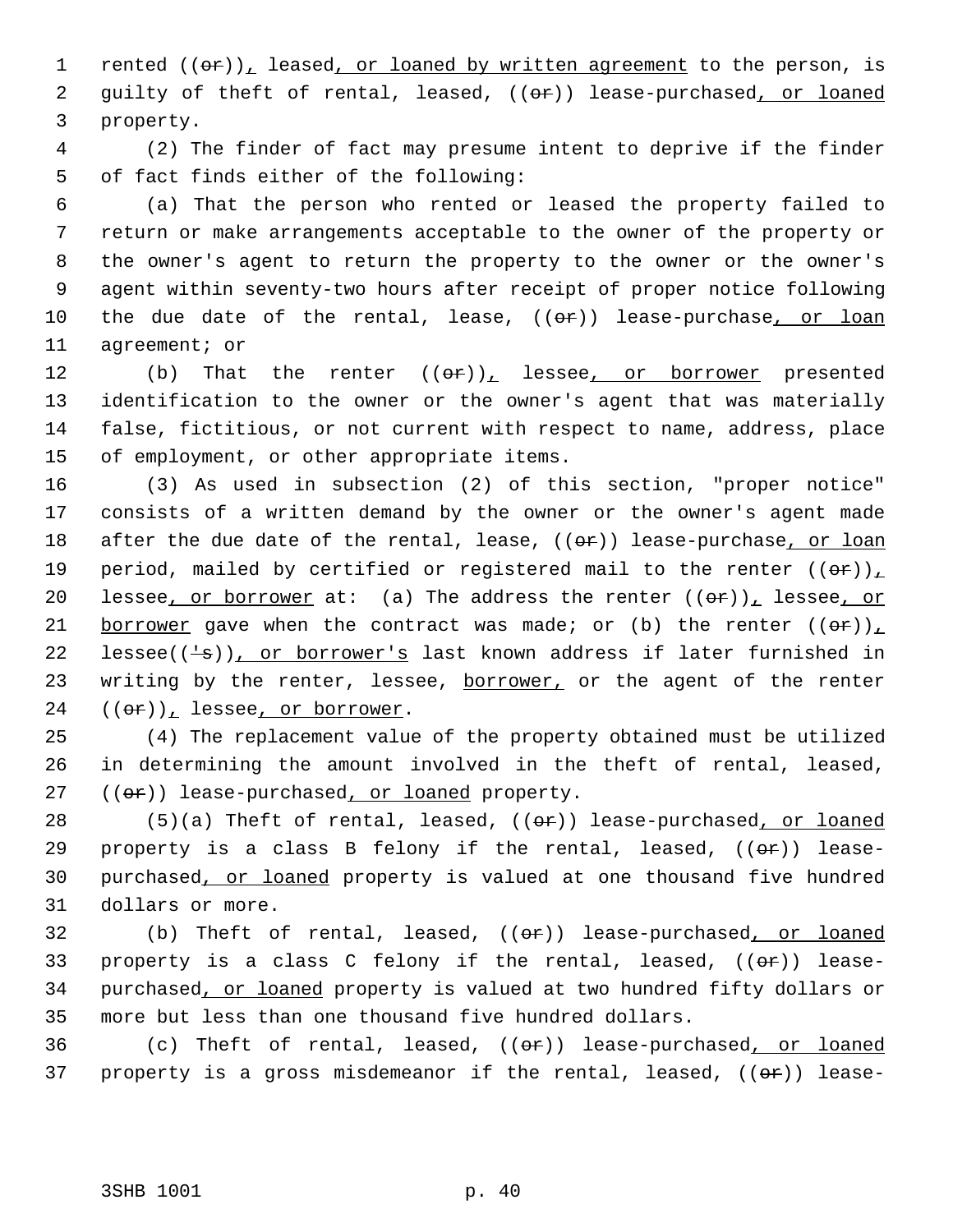rented ((~~or~~)), leased, or loaned by written agreement to the person, is guilty of theft of rental, leased, ((~~or~~)) lease-purchased, or loaned property.

(2) The finder of fact may presume intent to deprive if the finder of fact finds either of the following:

(a) That the person who rented or leased the property failed to return or make arrangements acceptable to the owner of the property or the owner's agent to return the property to the owner or the owner's agent within seventy-two hours after receipt of proper notice following the due date of the rental, lease, ((~~or~~)) lease-purchase, or loan agreement; or

(b) That the renter ((~~or~~)), lessee, or borrower presented identification to the owner or the owner's agent that was materially false, fictitious, or not current with respect to name, address, place of employment, or other appropriate items.

(3) As used in subsection (2) of this section, "proper notice" consists of a written demand by the owner or the owner's agent made after the due date of the rental, lease, ((~~or~~)) lease-purchase, or loan period, mailed by certified or registered mail to the renter ((~~or~~)), lessee, or borrower at: (a) The address the renter ((~~or~~)), lessee, or borrower gave when the contract was made; or (b) the renter ((~~or~~)), lessee((~~'s~~)), or borrower's last known address if later furnished in writing by the renter, lessee, borrower, or the agent of the renter ((~~or~~)), lessee, or borrower.

(4) The replacement value of the property obtained must be utilized in determining the amount involved in the theft of rental, leased, ((~~or~~)) lease-purchased, or loaned property.

(5)(a) Theft of rental, leased, ((~~or~~)) lease-purchased, or loaned property is a class B felony if the rental, leased, ((~~or~~)) lease-purchased, or loaned property is valued at one thousand five hundred dollars or more.

(b) Theft of rental, leased, ((~~or~~)) lease-purchased, or loaned property is a class C felony if the rental, leased, ((~~or~~)) lease-purchased, or loaned property is valued at two hundred fifty dollars or more but less than one thousand five hundred dollars.

(c) Theft of rental, leased, ((~~or~~)) lease-purchased, or loaned property is a gross misdemeanor if the rental, leased, ((~~or~~)) lease-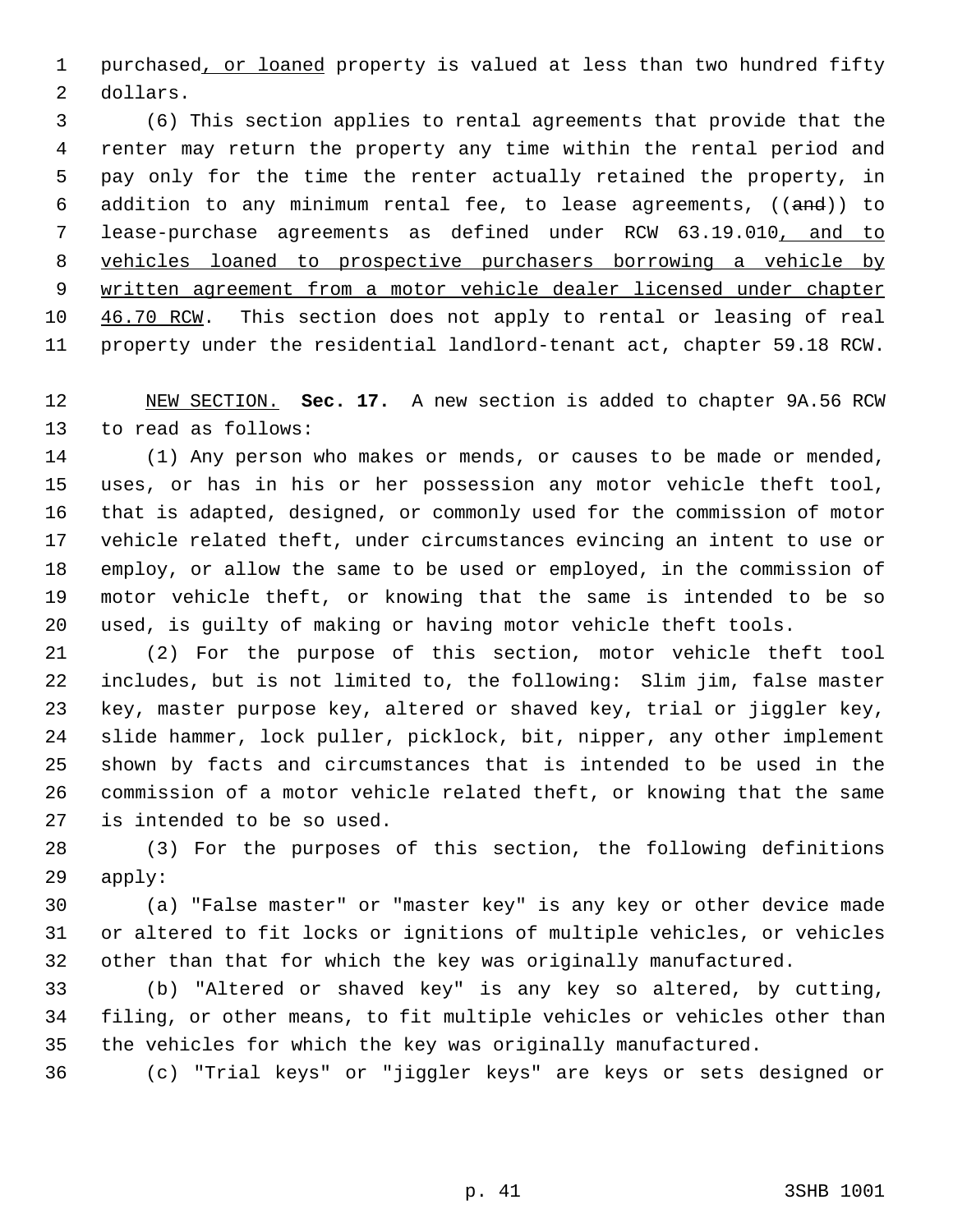purchased, or loaned property is valued at less than two hundred fifty dollars.

(6) This section applies to rental agreements that provide that the renter may return the property any time within the rental period and pay only for the time the renter actually retained the property, in addition to any minimum rental fee, to lease agreements, ((and)) to lease-purchase agreements as defined under RCW 63.19.010, and to vehicles loaned to prospective purchasers borrowing a vehicle by written agreement from a motor vehicle dealer licensed under chapter 46.70 RCW. This section does not apply to rental or leasing of real property under the residential landlord-tenant act, chapter 59.18 RCW.

NEW SECTION. **Sec. 17.** A new section is added to chapter 9A.56 RCW to read as follows:

(1) Any person who makes or mends, or causes to be made or mended, uses, or has in his or her possession any motor vehicle theft tool, that is adapted, designed, or commonly used for the commission of motor vehicle related theft, under circumstances evincing an intent to use or employ, or allow the same to be used or employed, in the commission of motor vehicle theft, or knowing that the same is intended to be so used, is guilty of making or having motor vehicle theft tools.

(2) For the purpose of this section, motor vehicle theft tool includes, but is not limited to, the following: Slim jim, false master key, master purpose key, altered or shaved key, trial or jiggler key, slide hammer, lock puller, picklock, bit, nipper, any other implement shown by facts and circumstances that is intended to be used in the commission of a motor vehicle related theft, or knowing that the same is intended to be so used.

(3) For the purposes of this section, the following definitions apply:

(a) "False master" or "master key" is any key or other device made or altered to fit locks or ignitions of multiple vehicles, or vehicles other than that for which the key was originally manufactured.

(b) "Altered or shaved key" is any key so altered, by cutting, filing, or other means, to fit multiple vehicles or vehicles other than the vehicles for which the key was originally manufactured.

(c) "Trial keys" or "jiggler keys" are keys or sets designed or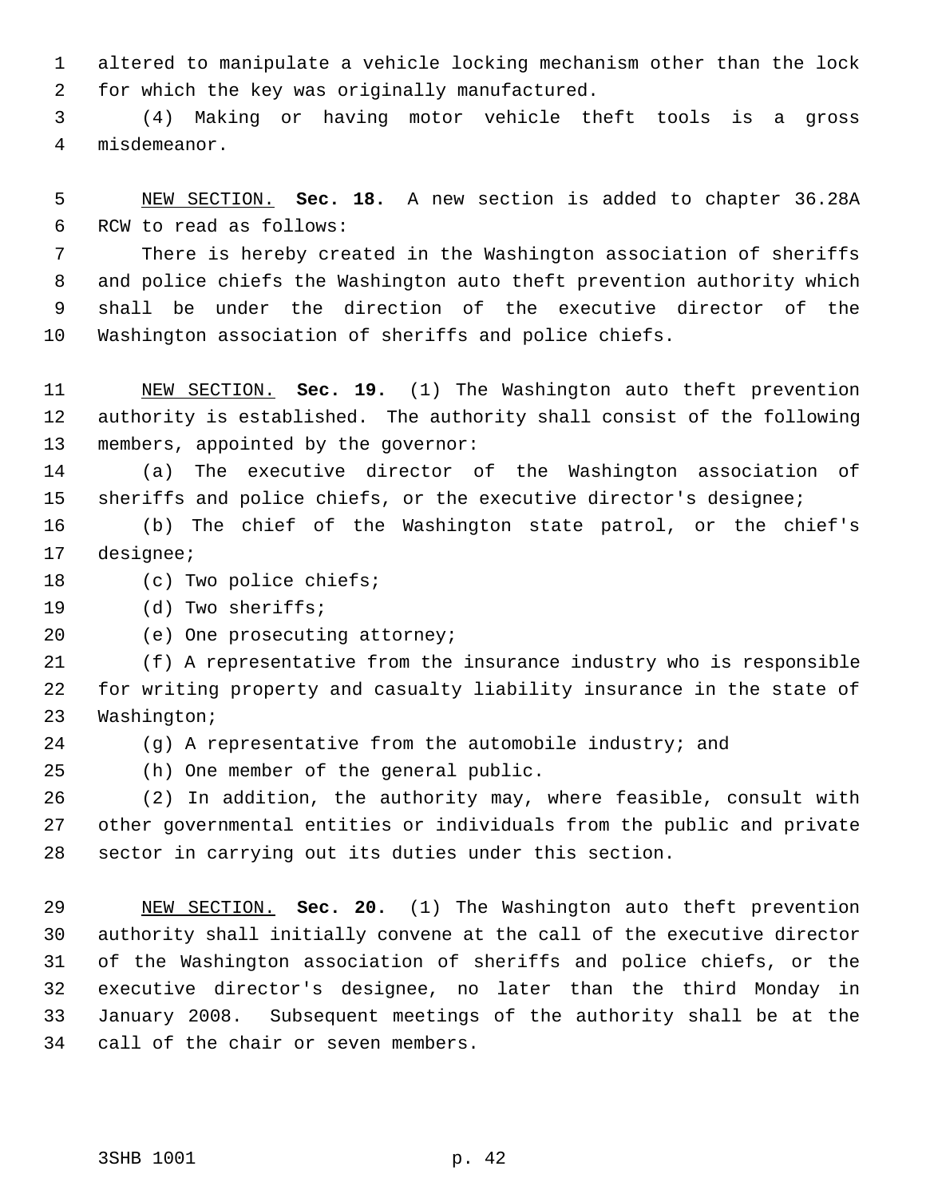altered to manipulate a vehicle locking mechanism other than the lock for which the key was originally manufactured.

(4) Making or having motor vehicle theft tools is a gross misdemeanor.

NEW SECTION. **Sec. 18.** A new section is added to chapter 36.28A RCW to read as follows:

There is hereby created in the Washington association of sheriffs and police chiefs the Washington auto theft prevention authority which shall be under the direction of the executive director of the Washington association of sheriffs and police chiefs.

NEW SECTION. **Sec. 19.** (1) The Washington auto theft prevention authority is established. The authority shall consist of the following members, appointed by the governor:

(a) The executive director of the Washington association of sheriffs and police chiefs, or the executive director's designee;

(b) The chief of the Washington state patrol, or the chief's designee;

(c) Two police chiefs;

(d) Two sheriffs;

(e) One prosecuting attorney;

(f) A representative from the insurance industry who is responsible for writing property and casualty liability insurance in the state of Washington;

(g) A representative from the automobile industry; and

(h) One member of the general public.

(2) In addition, the authority may, where feasible, consult with other governmental entities or individuals from the public and private sector in carrying out its duties under this section.

NEW SECTION. **Sec. 20.** (1) The Washington auto theft prevention authority shall initially convene at the call of the executive director of the Washington association of sheriffs and police chiefs, or the executive director's designee, no later than the third Monday in January 2008. Subsequent meetings of the authority shall be at the call of the chair or seven members.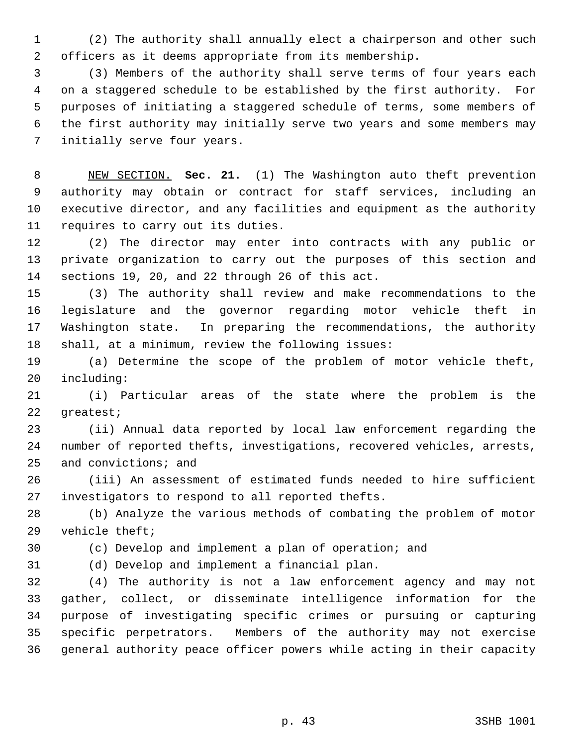(2) The authority shall annually elect a chairperson and other such officers as it deems appropriate from its membership.

(3) Members of the authority shall serve terms of four years each on a staggered schedule to be established by the first authority. For purposes of initiating a staggered schedule of terms, some members of the first authority may initially serve two years and some members may initially serve four years.

NEW SECTION. **Sec. 21.** (1) The Washington auto theft prevention authority may obtain or contract for staff services, including an executive director, and any facilities and equipment as the authority requires to carry out its duties.

(2) The director may enter into contracts with any public or private organization to carry out the purposes of this section and sections 19, 20, and 22 through 26 of this act.

(3) The authority shall review and make recommendations to the legislature and the governor regarding motor vehicle theft in Washington state. In preparing the recommendations, the authority shall, at a minimum, review the following issues:

(a) Determine the scope of the problem of motor vehicle theft, including:

(i) Particular areas of the state where the problem is the greatest;

(ii) Annual data reported by local law enforcement regarding the number of reported thefts, investigations, recovered vehicles, arrests, and convictions; and

(iii) An assessment of estimated funds needed to hire sufficient investigators to respond to all reported thefts.

(b) Analyze the various methods of combating the problem of motor vehicle theft;

(c) Develop and implement a plan of operation; and

(d) Develop and implement a financial plan.

(4) The authority is not a law enforcement agency and may not gather, collect, or disseminate intelligence information for the purpose of investigating specific crimes or pursuing or capturing specific perpetrators. Members of the authority may not exercise general authority peace officer powers while acting in their capacity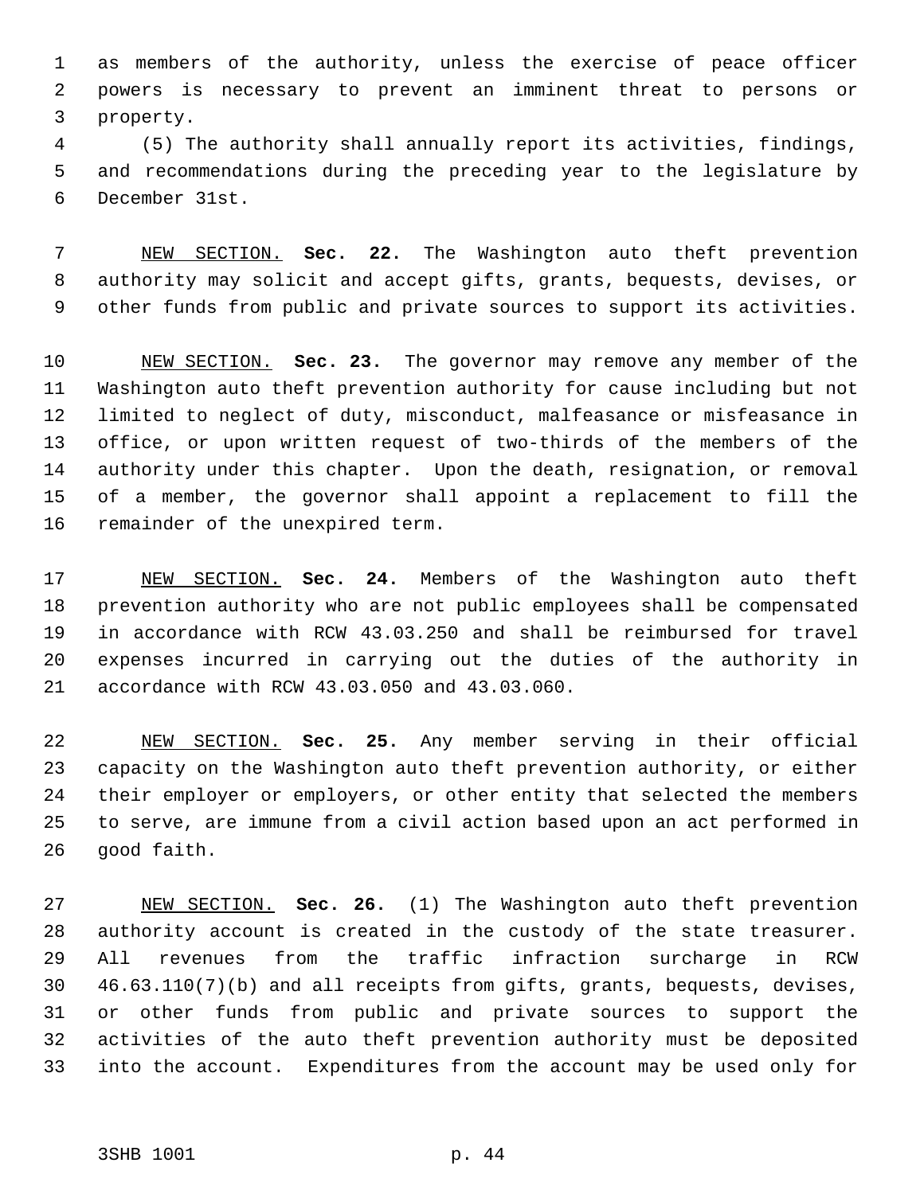as members of the authority, unless the exercise of peace officer powers is necessary to prevent an imminent threat to persons or property.

(5) The authority shall annually report its activities, findings, and recommendations during the preceding year to the legislature by December 31st.

NEW SECTION. **Sec. 22.** The Washington auto theft prevention authority may solicit and accept gifts, grants, bequests, devises, or other funds from public and private sources to support its activities.

NEW SECTION. **Sec. 23.** The governor may remove any member of the Washington auto theft prevention authority for cause including but not limited to neglect of duty, misconduct, malfeasance or misfeasance in office, or upon written request of two-thirds of the members of the authority under this chapter. Upon the death, resignation, or removal of a member, the governor shall appoint a replacement to fill the remainder of the unexpired term.

NEW SECTION. **Sec. 24.** Members of the Washington auto theft prevention authority who are not public employees shall be compensated in accordance with RCW 43.03.250 and shall be reimbursed for travel expenses incurred in carrying out the duties of the authority in accordance with RCW 43.03.050 and 43.03.060.

NEW SECTION. **Sec. 25.** Any member serving in their official capacity on the Washington auto theft prevention authority, or either their employer or employers, or other entity that selected the members to serve, are immune from a civil action based upon an act performed in good faith.

NEW SECTION. **Sec. 26.** (1) The Washington auto theft prevention authority account is created in the custody of the state treasurer. All revenues from the traffic infraction surcharge in RCW 46.63.110(7)(b) and all receipts from gifts, grants, bequests, devises, or other funds from public and private sources to support the activities of the auto theft prevention authority must be deposited into the account. Expenditures from the account may be used only for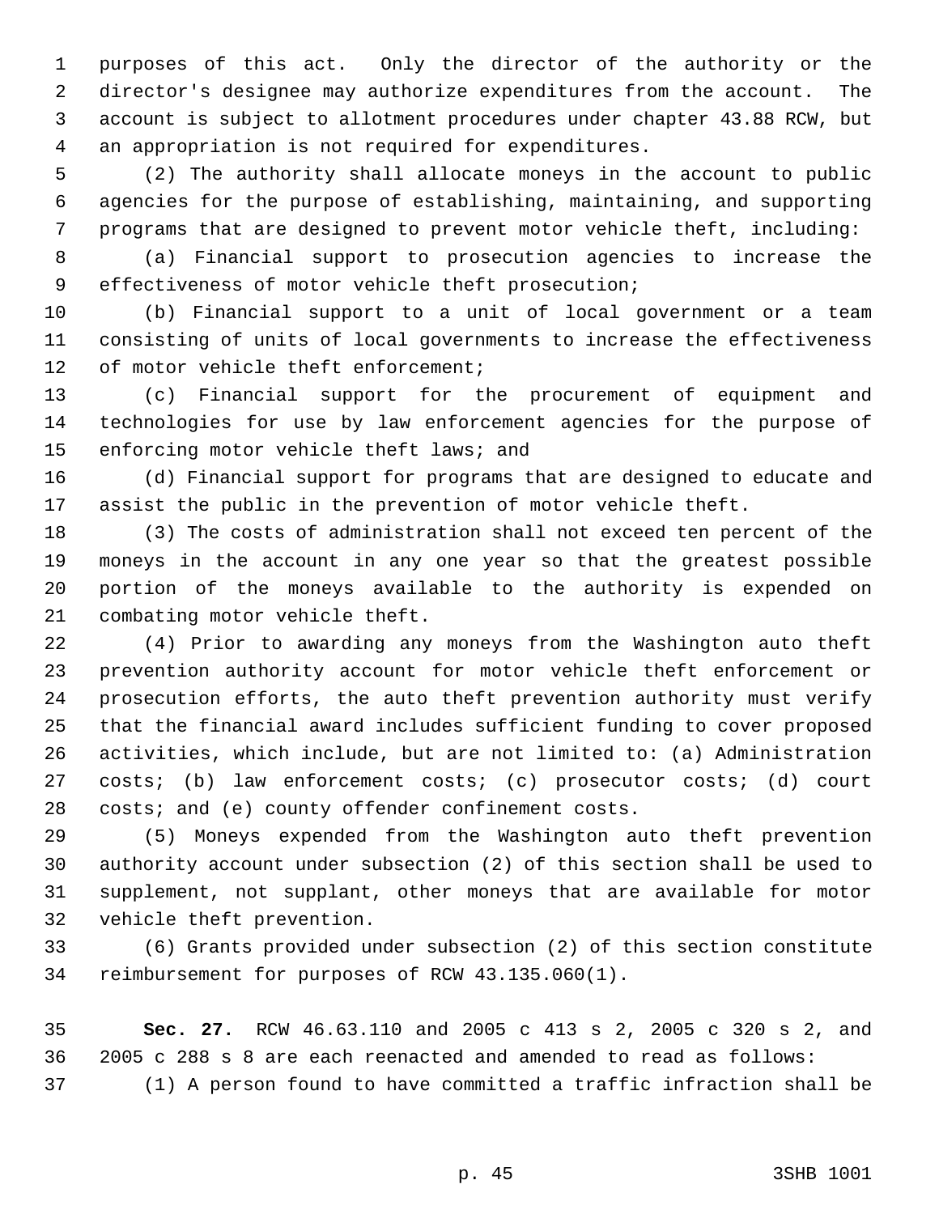purposes of this act. Only the director of the authority or the director's designee may authorize expenditures from the account. The account is subject to allotment procedures under chapter 43.88 RCW, but an appropriation is not required for expenditures.

(2) The authority shall allocate moneys in the account to public agencies for the purpose of establishing, maintaining, and supporting programs that are designed to prevent motor vehicle theft, including:

(a) Financial support to prosecution agencies to increase the effectiveness of motor vehicle theft prosecution;

(b) Financial support to a unit of local government or a team consisting of units of local governments to increase the effectiveness of motor vehicle theft enforcement;

(c) Financial support for the procurement of equipment and technologies for use by law enforcement agencies for the purpose of enforcing motor vehicle theft laws; and

(d) Financial support for programs that are designed to educate and assist the public in the prevention of motor vehicle theft.

(3) The costs of administration shall not exceed ten percent of the moneys in the account in any one year so that the greatest possible portion of the moneys available to the authority is expended on combating motor vehicle theft.

(4) Prior to awarding any moneys from the Washington auto theft prevention authority account for motor vehicle theft enforcement or prosecution efforts, the auto theft prevention authority must verify that the financial award includes sufficient funding to cover proposed activities, which include, but are not limited to: (a) Administration costs; (b) law enforcement costs; (c) prosecutor costs; (d) court costs; and (e) county offender confinement costs.

(5) Moneys expended from the Washington auto theft prevention authority account under subsection (2) of this section shall be used to supplement, not supplant, other moneys that are available for motor vehicle theft prevention.

(6) Grants provided under subsection (2) of this section constitute reimbursement for purposes of RCW 43.135.060(1).

**Sec. 27.** RCW 46.63.110 and 2005 c 413 s 2, 2005 c 320 s 2, and 2005 c 288 s 8 are each reenacted and amended to read as follows:

(1) A person found to have committed a traffic infraction shall be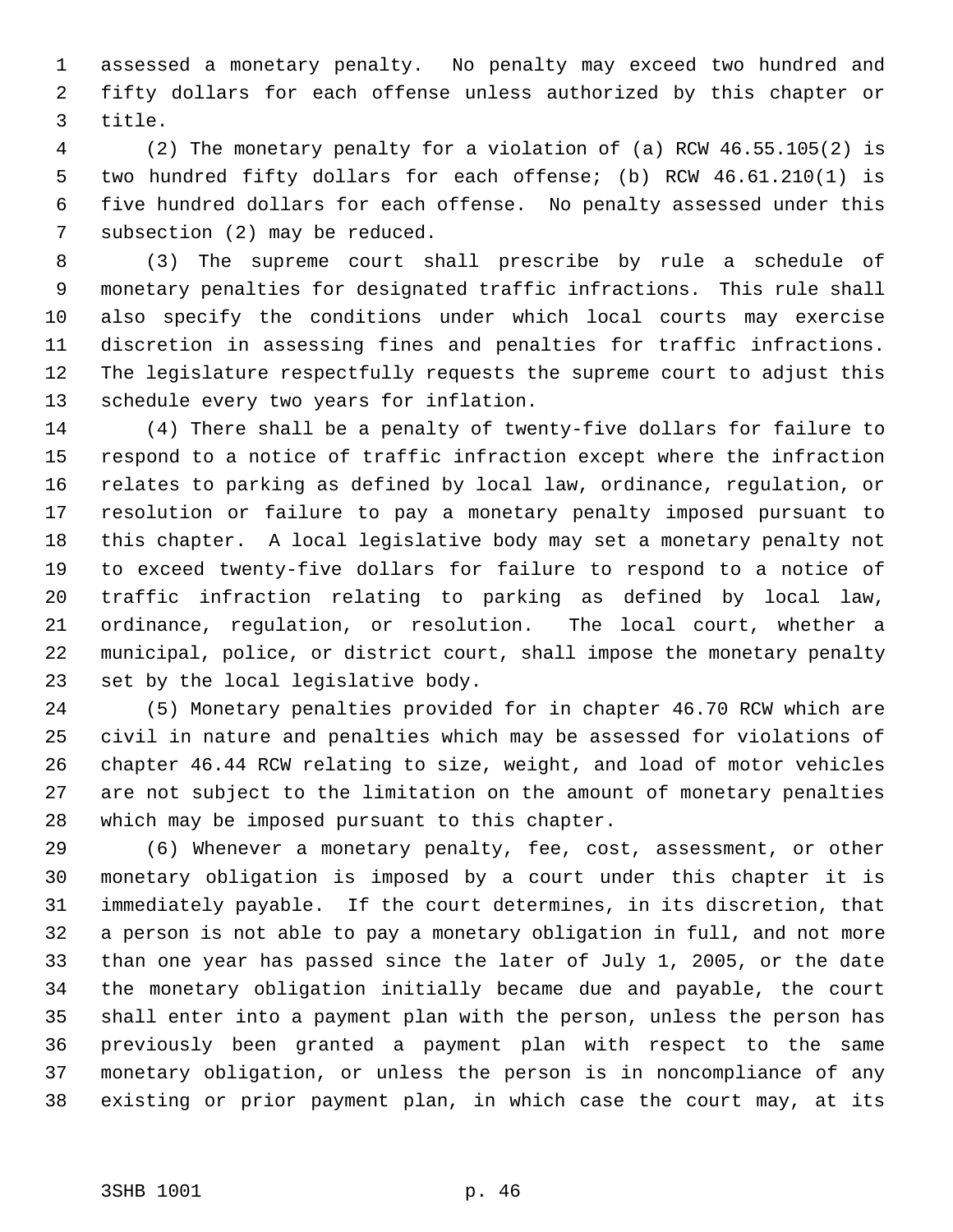assessed a monetary penalty. No penalty may exceed two hundred and fifty dollars for each offense unless authorized by this chapter or title.

(2) The monetary penalty for a violation of (a) RCW 46.55.105(2) is two hundred fifty dollars for each offense; (b) RCW 46.61.210(1) is five hundred dollars for each offense. No penalty assessed under this subsection (2) may be reduced.

(3) The supreme court shall prescribe by rule a schedule of monetary penalties for designated traffic infractions. This rule shall also specify the conditions under which local courts may exercise discretion in assessing fines and penalties for traffic infractions. The legislature respectfully requests the supreme court to adjust this schedule every two years for inflation.

(4) There shall be a penalty of twenty-five dollars for failure to respond to a notice of traffic infraction except where the infraction relates to parking as defined by local law, ordinance, regulation, or resolution or failure to pay a monetary penalty imposed pursuant to this chapter. A local legislative body may set a monetary penalty not to exceed twenty-five dollars for failure to respond to a notice of traffic infraction relating to parking as defined by local law, ordinance, regulation, or resolution. The local court, whether a municipal, police, or district court, shall impose the monetary penalty set by the local legislative body.

(5) Monetary penalties provided for in chapter 46.70 RCW which are civil in nature and penalties which may be assessed for violations of chapter 46.44 RCW relating to size, weight, and load of motor vehicles are not subject to the limitation on the amount of monetary penalties which may be imposed pursuant to this chapter.

(6) Whenever a monetary penalty, fee, cost, assessment, or other monetary obligation is imposed by a court under this chapter it is immediately payable. If the court determines, in its discretion, that a person is not able to pay a monetary obligation in full, and not more than one year has passed since the later of July 1, 2005, or the date the monetary obligation initially became due and payable, the court shall enter into a payment plan with the person, unless the person has previously been granted a payment plan with respect to the same monetary obligation, or unless the person is in noncompliance of any existing or prior payment plan, in which case the court may, at its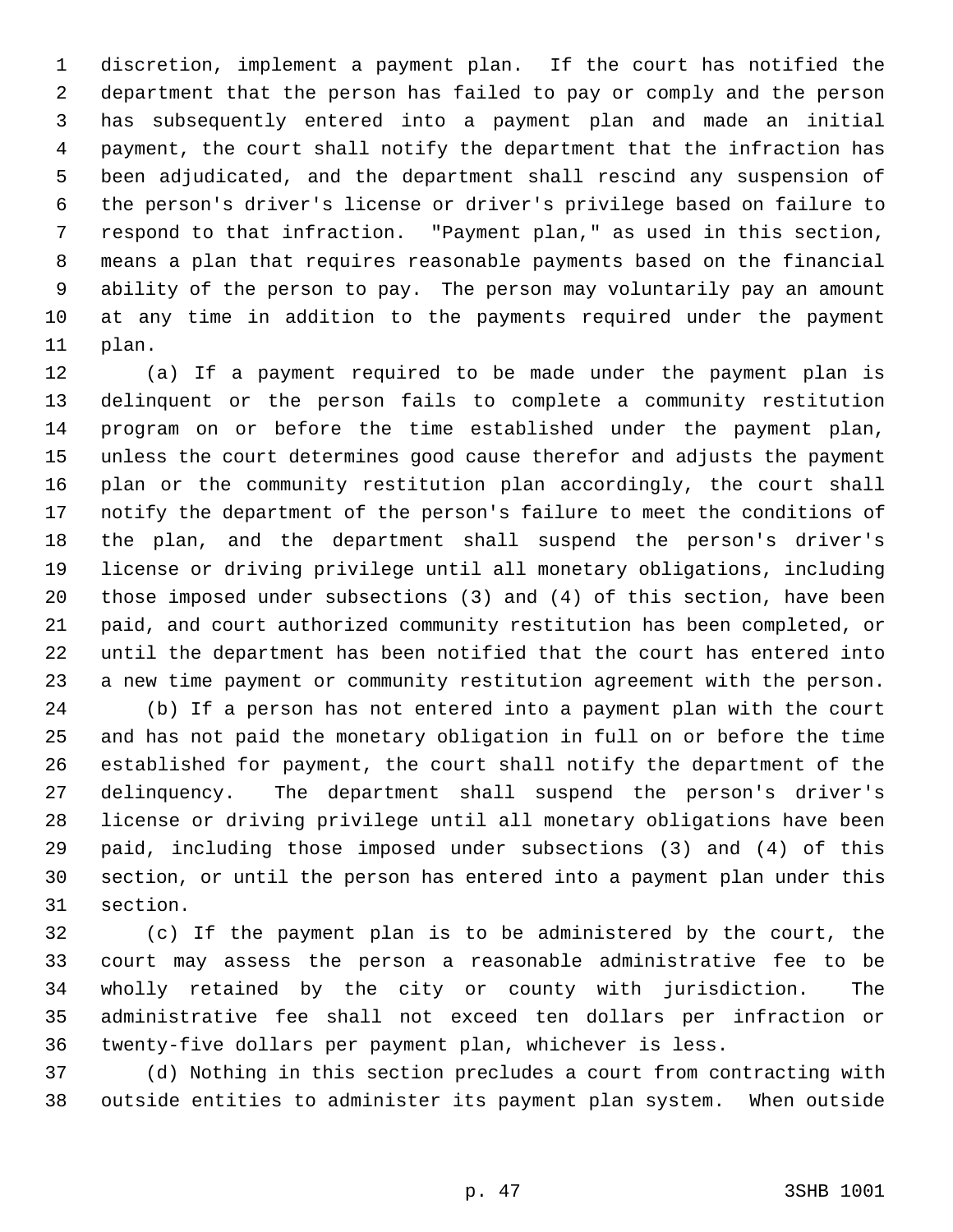discretion, implement a payment plan. If the court has notified the department that the person has failed to pay or comply and the person has subsequently entered into a payment plan and made an initial payment, the court shall notify the department that the infraction has been adjudicated, and the department shall rescind any suspension of the person's driver's license or driver's privilege based on failure to respond to that infraction. "Payment plan," as used in this section, means a plan that requires reasonable payments based on the financial ability of the person to pay. The person may voluntarily pay an amount at any time in addition to the payments required under the payment plan.

(a) If a payment required to be made under the payment plan is delinquent or the person fails to complete a community restitution program on or before the time established under the payment plan, unless the court determines good cause therefor and adjusts the payment plan or the community restitution plan accordingly, the court shall notify the department of the person's failure to meet the conditions of the plan, and the department shall suspend the person's driver's license or driving privilege until all monetary obligations, including those imposed under subsections (3) and (4) of this section, have been paid, and court authorized community restitution has been completed, or until the department has been notified that the court has entered into a new time payment or community restitution agreement with the person.

(b) If a person has not entered into a payment plan with the court and has not paid the monetary obligation in full on or before the time established for payment, the court shall notify the department of the delinquency. The department shall suspend the person's driver's license or driving privilege until all monetary obligations have been paid, including those imposed under subsections (3) and (4) of this section, or until the person has entered into a payment plan under this section.

(c) If the payment plan is to be administered by the court, the court may assess the person a reasonable administrative fee to be wholly retained by the city or county with jurisdiction. The administrative fee shall not exceed ten dollars per infraction or twenty-five dollars per payment plan, whichever is less.

(d) Nothing in this section precludes a court from contracting with outside entities to administer its payment plan system. When outside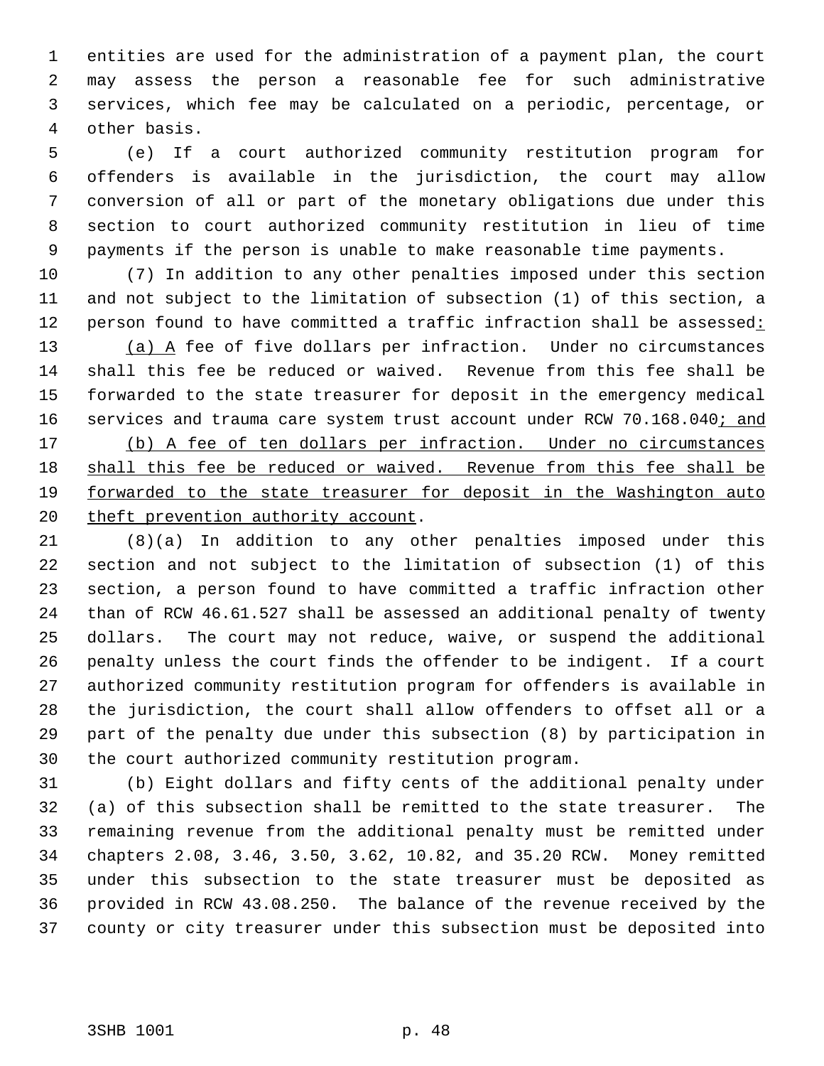entities are used for the administration of a payment plan, the court may assess the person a reasonable fee for such administrative services, which fee may be calculated on a periodic, percentage, or other basis.

(e) If a court authorized community restitution program for offenders is available in the jurisdiction, the court may allow conversion of all or part of the monetary obligations due under this section to court authorized community restitution in lieu of time payments if the person is unable to make reasonable time payments.

(7) In addition to any other penalties imposed under this section and not subject to the limitation of subsection (1) of this section, a person found to have committed a traffic infraction shall be assessed<u>:</u>

<u>(a) A</u> fee of five dollars per infraction. Under no circumstances shall this fee be reduced or waived. Revenue from this fee shall be forwarded to the state treasurer for deposit in the emergency medical services and trauma care system trust account under RCW 70.168.040<u>; and</u>

<u>(b) A fee of ten dollars per infraction. Under no circumstances shall this fee be reduced or waived. Revenue from this fee shall be forwarded to the state treasurer for deposit in the Washington auto theft prevention authority account</u>.

(8)(a) In addition to any other penalties imposed under this section and not subject to the limitation of subsection (1) of this section, a person found to have committed a traffic infraction other than of RCW 46.61.527 shall be assessed an additional penalty of twenty dollars. The court may not reduce, waive, or suspend the additional penalty unless the court finds the offender to be indigent. If a court authorized community restitution program for offenders is available in the jurisdiction, the court shall allow offenders to offset all or a part of the penalty due under this subsection (8) by participation in the court authorized community restitution program.

(b) Eight dollars and fifty cents of the additional penalty under (a) of this subsection shall be remitted to the state treasurer. The remaining revenue from the additional penalty must be remitted under chapters 2.08, 3.46, 3.50, 3.62, 10.82, and 35.20 RCW. Money remitted under this subsection to the state treasurer must be deposited as provided in RCW 43.08.250. The balance of the revenue received by the county or city treasurer under this subsection must be deposited into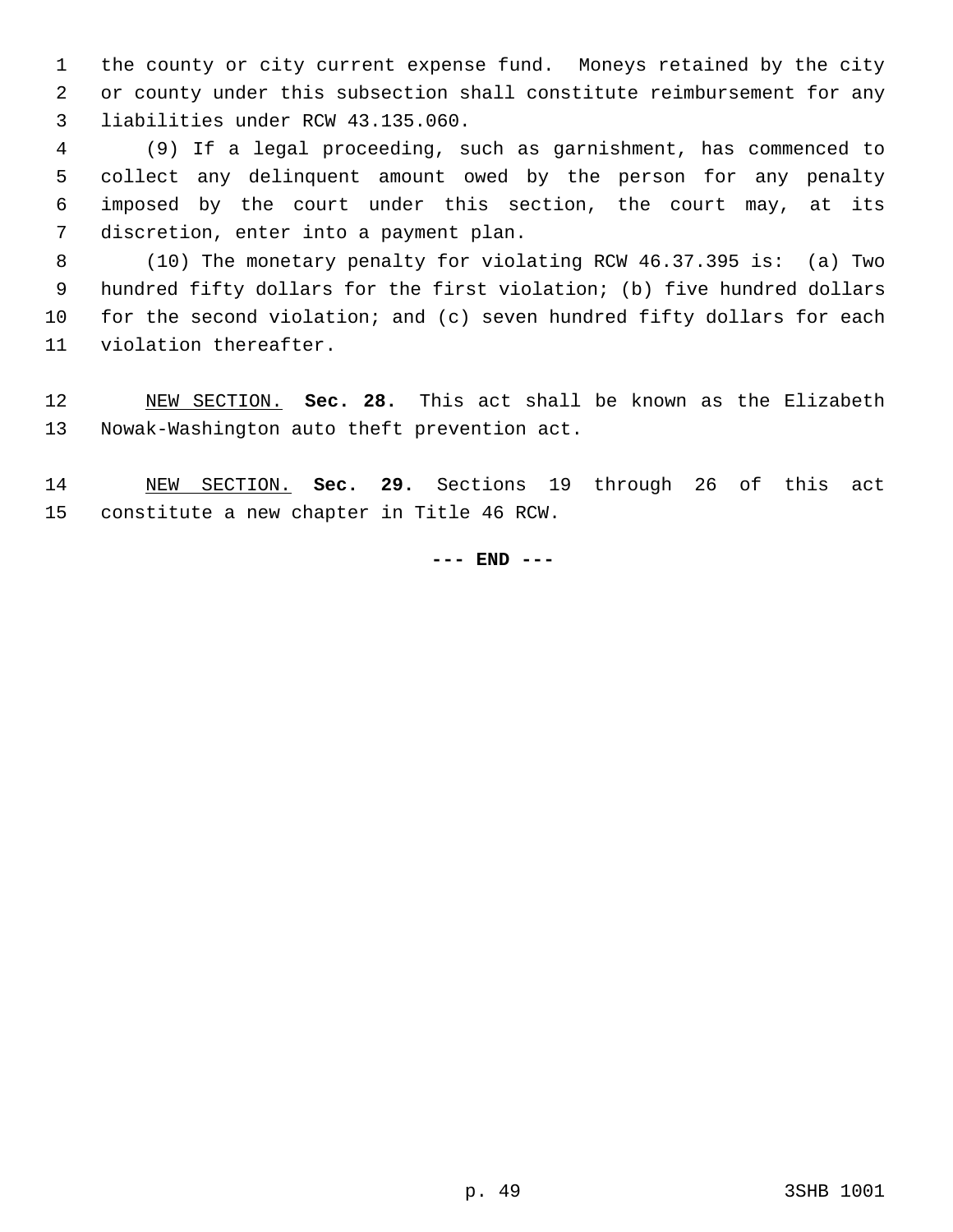the county or city current expense fund. Moneys retained by the city or county under this subsection shall constitute reimbursement for any liabilities under RCW 43.135.060.

(9) If a legal proceeding, such as garnishment, has commenced to collect any delinquent amount owed by the person for any penalty imposed by the court under this section, the court may, at its discretion, enter into a payment plan.

(10) The monetary penalty for violating RCW 46.37.395 is: (a) Two hundred fifty dollars for the first violation; (b) five hundred dollars for the second violation; and (c) seven hundred fifty dollars for each violation thereafter.

NEW SECTION. **Sec. 28.** This act shall be known as the Elizabeth Nowak-Washington auto theft prevention act.

NEW SECTION. **Sec. 29.** Sections 19 through 26 of this act constitute a new chapter in Title 46 RCW.

**--- END ---**